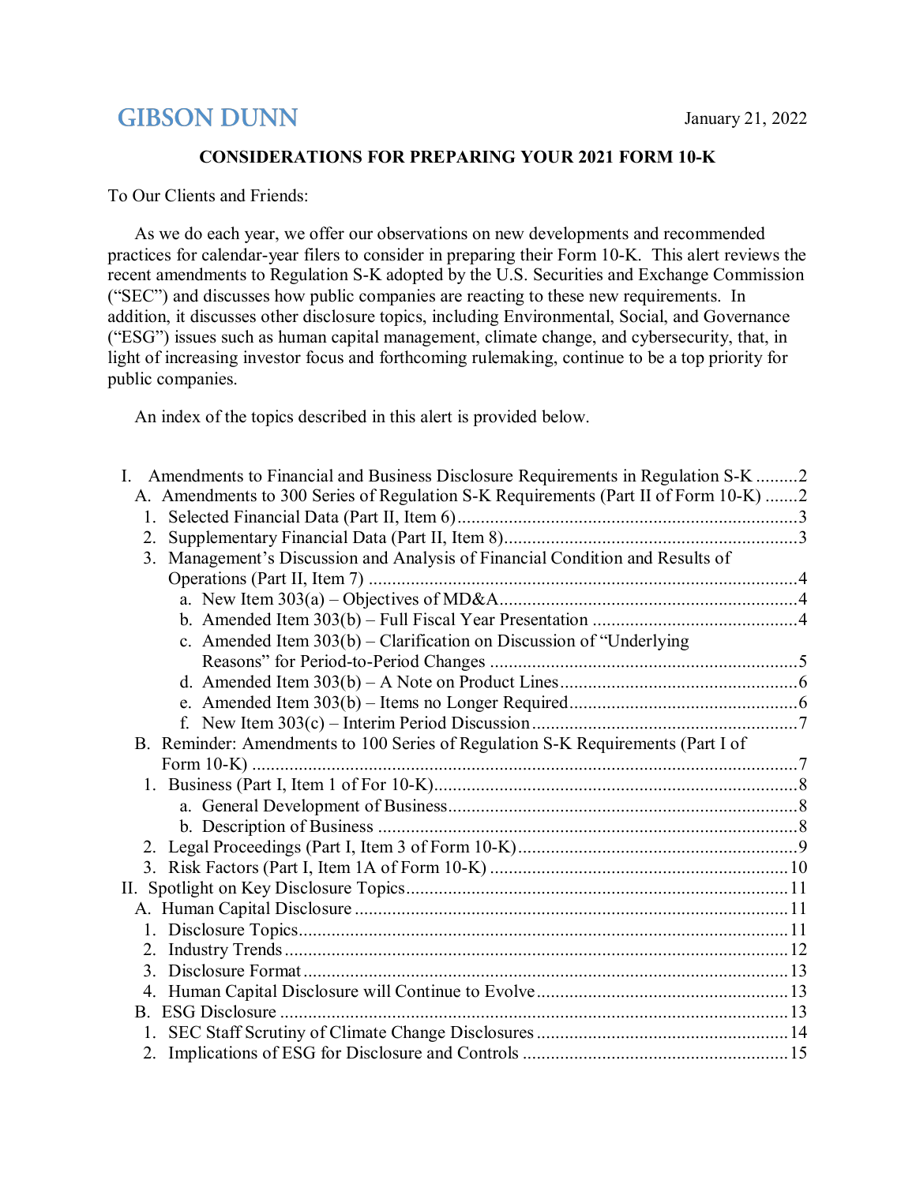**GIBSON DUNN** January 21, 2022

## CONSIDERATIONS FOR PREPARING YOUR 2021 FORM 10-K

To Our Clients and Friends:

As we do each year, we offer our observations on new developments and recommended practices for calendar-year filers to consider in preparing their Form 10-K. This alert reviews the recent amendments to Regulation S-K adopted by the U.S. Securities and Exchange Commission ("SEC") and discusses how public companies are reacting to these new requirements. In addition, it discusses other disclosure topics, including Environmental, Social, and Governance ("ESG") issues such as human capital management, climate change, and cybersecurity, that, in light of increasing investor focus and forthcoming rulemaking, continue to be a top priority for public companies.

An index of the topics described in this alert is provided below.

- I. Amendments to Financial and Business Disclosure Requirements in Regulation S-K .........2
  - A. Amendments to 300 Series of Regulation S-K Requirements (Part II of Form 10-K) .......2
    - 1. Selected Financial Data (Part II, Item 6).........................................................................3
    - 2. Supplementary Financial Data (Part II, Item 8)...............................................................3
    - 3. Management's Discussion and Analysis of Financial Condition and Results of Operations (Part II, Item 7) ............................................................................................4
      - a. New Item 303(a) – Objectives of MD&A................................................................4
      - b. Amended Item 303(b) – Full Fiscal Year Presentation ............................................4
      - c. Amended Item 303(b) – Clarification on Discussion of "Underlying Reasons" for Period-to-Period Changes .................................................................5
      - d. Amended Item 303(b) – A Note on Product Lines...................................................6
      - e. Amended Item 303(b) – Items no Longer Required.................................................6
      - f. New Item 303(c) – Interim Period Discussion.........................................................7
  - B. Reminder: Amendments to 100 Series of Regulation S-K Requirements (Part I of Form 10-K) ....................................................................................................................7
    - 1. Business (Part I, Item 1 of For 10-K)............................................................................8
      - a. General Development of Business..........................................................................8
      - b. Description of Business ..........................................................................................8
    - 2. Legal Proceedings (Part I, Item 3 of Form 10-K)...........................................................9
    - 3. Risk Factors (Part I, Item 1A of Form 10-K) ...............................................................10
- II. Spotlight on Key Disclosure Topics.................................................................................11
  - A. Human Capital Disclosure ............................................................................................11
    - 1. Disclosure Topics.........................................................................................................11
    - 2. Industry Trends............................................................................................................12
    - 3. Disclosure Format........................................................................................................13
    - 4. Human Capital Disclosure will Continue to Evolve.....................................................13
  - B. ESG Disclosure ............................................................................................................13
    - 1. SEC Staff Scrutiny of Climate Change Disclosures......................................................14
    - 2. Implications of ESG for Disclosure and Controls ........................................................15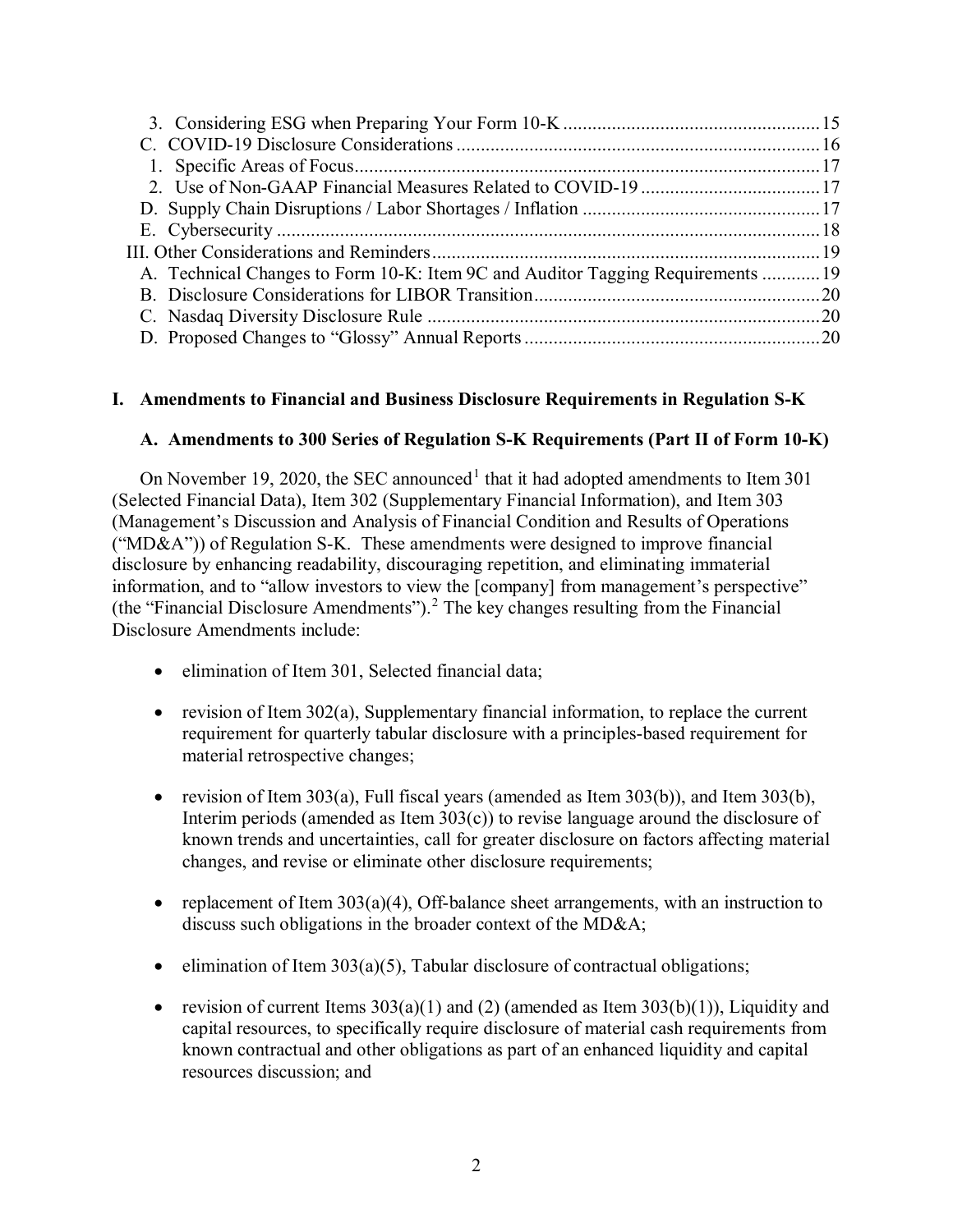3. Considering ESG when Preparing Your Form 10-K .................................................... 15

C. COVID-19 Disclosure Considerations .......................................................................... 16

1. Specific Areas of Focus................................................................................................ 17

2. Use of Non-GAAP Financial Measures Related to COVID-19 ..................................... 17

D. Supply Chain Disruptions / Labor Shortages / Inflation ................................................ 17

E. Cybersecurity ................................................................................................................ 18

III. Other Considerations and Reminders............................................................................... 19

A. Technical Changes to Form 10-K: Item 9C and Auditor Tagging Requirements ............ 19

B. Disclosure Considerations for LIBOR Transition........................................................... 20

C. Nasdaq Diversity Disclosure Rule ................................................................................. 20

D. Proposed Changes to "Glossy" Annual Reports ............................................................ 20

## I. Amendments to Financial and Business Disclosure Requirements in Regulation S-K

### A. Amendments to 300 Series of Regulation S-K Requirements (Part II of Form 10-K)

On November 19, 2020, the SEC announced[1] that it had adopted amendments to Item 301 (Selected Financial Data), Item 302 (Supplementary Financial Information), and Item 303 (Management's Discussion and Analysis of Financial Condition and Results of Operations ("MD&A")) of Regulation S-K. These amendments were designed to improve financial disclosure by enhancing readability, discouraging repetition, and eliminating immaterial information, and to "allow investors to view the [company] from management's perspective" (the "Financial Disclosure Amendments").[2] The key changes resulting from the Financial Disclosure Amendments include:

- elimination of Item 301, Selected financial data;
- revision of Item 302(a), Supplementary financial information, to replace the current requirement for quarterly tabular disclosure with a principles-based requirement for material retrospective changes;
- revision of Item 303(a), Full fiscal years (amended as Item 303(b)), and Item 303(b), Interim periods (amended as Item 303(c)) to revise language around the disclosure of known trends and uncertainties, call for greater disclosure on factors affecting material changes, and revise or eliminate other disclosure requirements;
- replacement of Item 303(a)(4), Off-balance sheet arrangements, with an instruction to discuss such obligations in the broader context of the MD&A;
- elimination of Item 303(a)(5), Tabular disclosure of contractual obligations;
- revision of current Items 303(a)(1) and (2) (amended as Item 303(b)(1)), Liquidity and capital resources, to specifically require disclosure of material cash requirements from known contractual and other obligations as part of an enhanced liquidity and capital resources discussion; and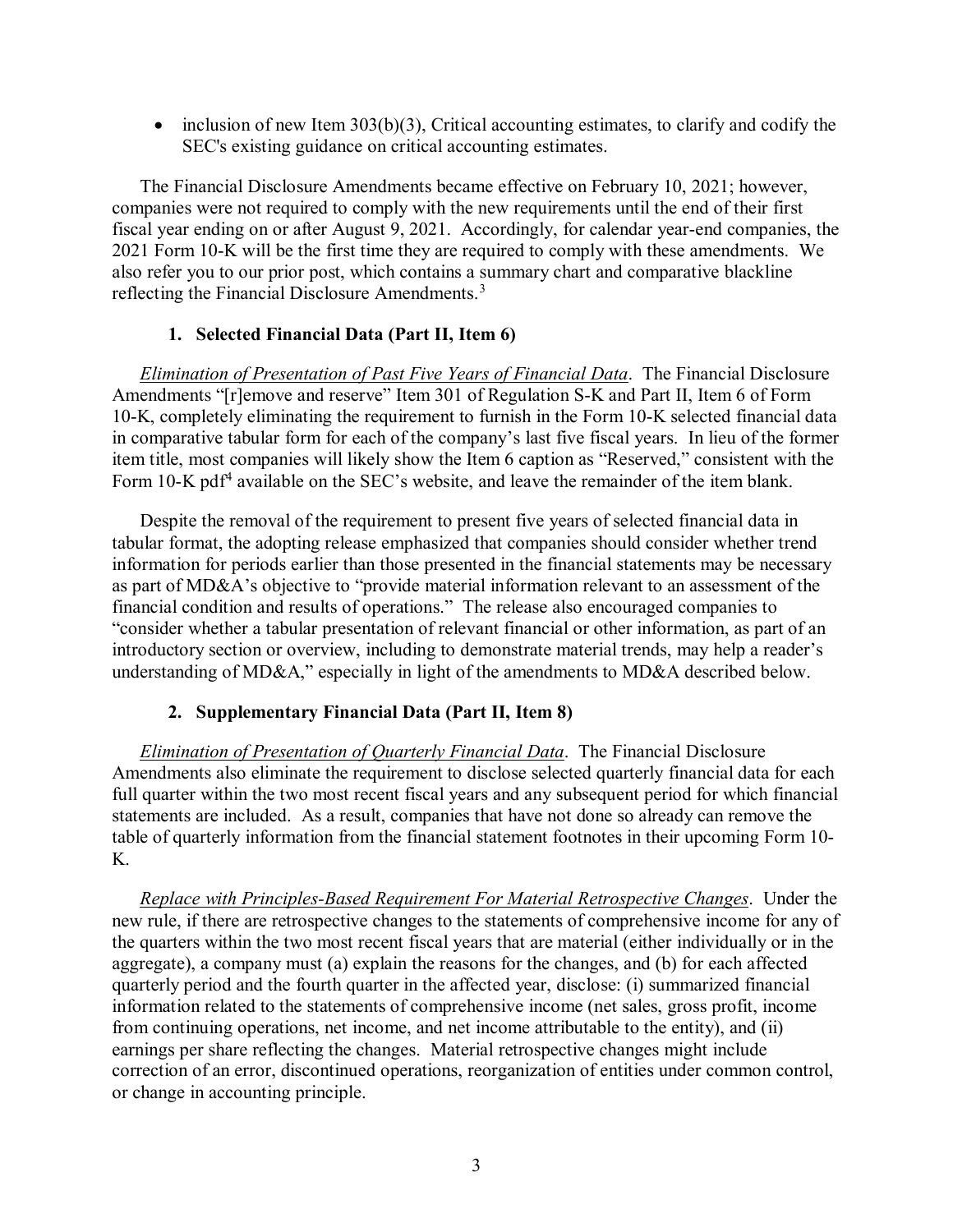- inclusion of new Item 303(b)(3), Critical accounting estimates, to clarify and codify the SEC's existing guidance on critical accounting estimates.

The Financial Disclosure Amendments became effective on February 10, 2021; however, companies were not required to comply with the new requirements until the end of their first fiscal year ending on or after August 9, 2021. Accordingly, for calendar year-end companies, the 2021 Form 10-K will be the first time they are required to comply with these amendments. We also refer you to our prior post, which contains a summary chart and comparative blackline reflecting the Financial Disclosure Amendments.[3]

### 1. Selected Financial Data (Part II, Item 6)

*Elimination of Presentation of Past Five Years of Financial Data*. The Financial Disclosure Amendments "[r]emove and reserve" Item 301 of Regulation S-K and Part II, Item 6 of Form 10-K, completely eliminating the requirement to furnish in the Form 10-K selected financial data in comparative tabular form for each of the company's last five fiscal years. In lieu of the former item title, most companies will likely show the Item 6 caption as "Reserved," consistent with the Form 10-K pdf[4] available on the SEC's website, and leave the remainder of the item blank.

Despite the removal of the requirement to present five years of selected financial data in tabular format, the adopting release emphasized that companies should consider whether trend information for periods earlier than those presented in the financial statements may be necessary as part of MD&A's objective to "provide material information relevant to an assessment of the financial condition and results of operations." The release also encouraged companies to "consider whether a tabular presentation of relevant financial or other information, as part of an introductory section or overview, including to demonstrate material trends, may help a reader's understanding of MD&A," especially in light of the amendments to MD&A described below.

### 2. Supplementary Financial Data (Part II, Item 8)

*Elimination of Presentation of Quarterly Financial Data*. The Financial Disclosure Amendments also eliminate the requirement to disclose selected quarterly financial data for each full quarter within the two most recent fiscal years and any subsequent period for which financial statements are included. As a result, companies that have not done so already can remove the table of quarterly information from the financial statement footnotes in their upcoming Form 10-K.

*Replace with Principles-Based Requirement For Material Retrospective Changes*. Under the new rule, if there are retrospective changes to the statements of comprehensive income for any of the quarters within the two most recent fiscal years that are material (either individually or in the aggregate), a company must (a) explain the reasons for the changes, and (b) for each affected quarterly period and the fourth quarter in the affected year, disclose: (i) summarized financial information related to the statements of comprehensive income (net sales, gross profit, income from continuing operations, net income, and net income attributable to the entity), and (ii) earnings per share reflecting the changes. Material retrospective changes might include correction of an error, discontinued operations, reorganization of entities under common control, or change in accounting principle.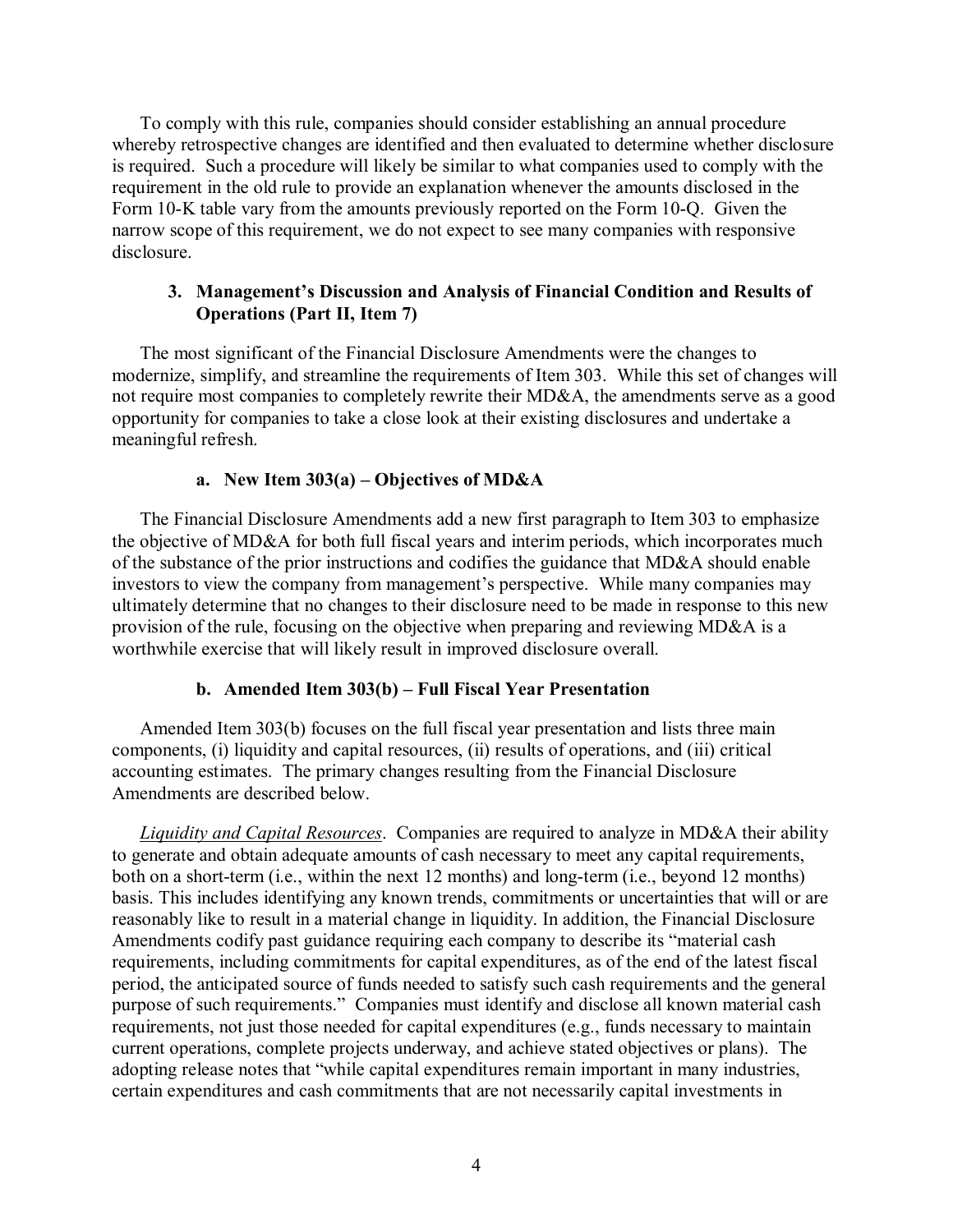To comply with this rule, companies should consider establishing an annual procedure whereby retrospective changes are identified and then evaluated to determine whether disclosure is required. Such a procedure will likely be similar to what companies used to comply with the requirement in the old rule to provide an explanation whenever the amounts disclosed in the Form 10-K table vary from the amounts previously reported on the Form 10-Q. Given the narrow scope of this requirement, we do not expect to see many companies with responsive disclosure.

### 3. Management's Discussion and Analysis of Financial Condition and Results of Operations (Part II, Item 7)

The most significant of the Financial Disclosure Amendments were the changes to modernize, simplify, and streamline the requirements of Item 303. While this set of changes will not require most companies to completely rewrite their MD&A, the amendments serve as a good opportunity for companies to take a close look at their existing disclosures and undertake a meaningful refresh.

#### a. New Item 303(a) – Objectives of MD&A

The Financial Disclosure Amendments add a new first paragraph to Item 303 to emphasize the objective of MD&A for both full fiscal years and interim periods, which incorporates much of the substance of the prior instructions and codifies the guidance that MD&A should enable investors to view the company from management's perspective. While many companies may ultimately determine that no changes to their disclosure need to be made in response to this new provision of the rule, focusing on the objective when preparing and reviewing MD&A is a worthwhile exercise that will likely result in improved disclosure overall.

#### b. Amended Item 303(b) – Full Fiscal Year Presentation

Amended Item 303(b) focuses on the full fiscal year presentation and lists three main components, (i) liquidity and capital resources, (ii) results of operations, and (iii) critical accounting estimates. The primary changes resulting from the Financial Disclosure Amendments are described below.

*Liquidity and Capital Resources*. Companies are required to analyze in MD&A their ability to generate and obtain adequate amounts of cash necessary to meet any capital requirements, both on a short-term (i.e., within the next 12 months) and long-term (i.e., beyond 12 months) basis. This includes identifying any known trends, commitments or uncertainties that will or are reasonably like to result in a material change in liquidity. In addition, the Financial Disclosure Amendments codify past guidance requiring each company to describe its "material cash requirements, including commitments for capital expenditures, as of the end of the latest fiscal period, the anticipated source of funds needed to satisfy such cash requirements and the general purpose of such requirements." Companies must identify and disclose all known material cash requirements, not just those needed for capital expenditures (e.g., funds necessary to maintain current operations, complete projects underway, and achieve stated objectives or plans). The adopting release notes that "while capital expenditures remain important in many industries, certain expenditures and cash commitments that are not necessarily capital investments in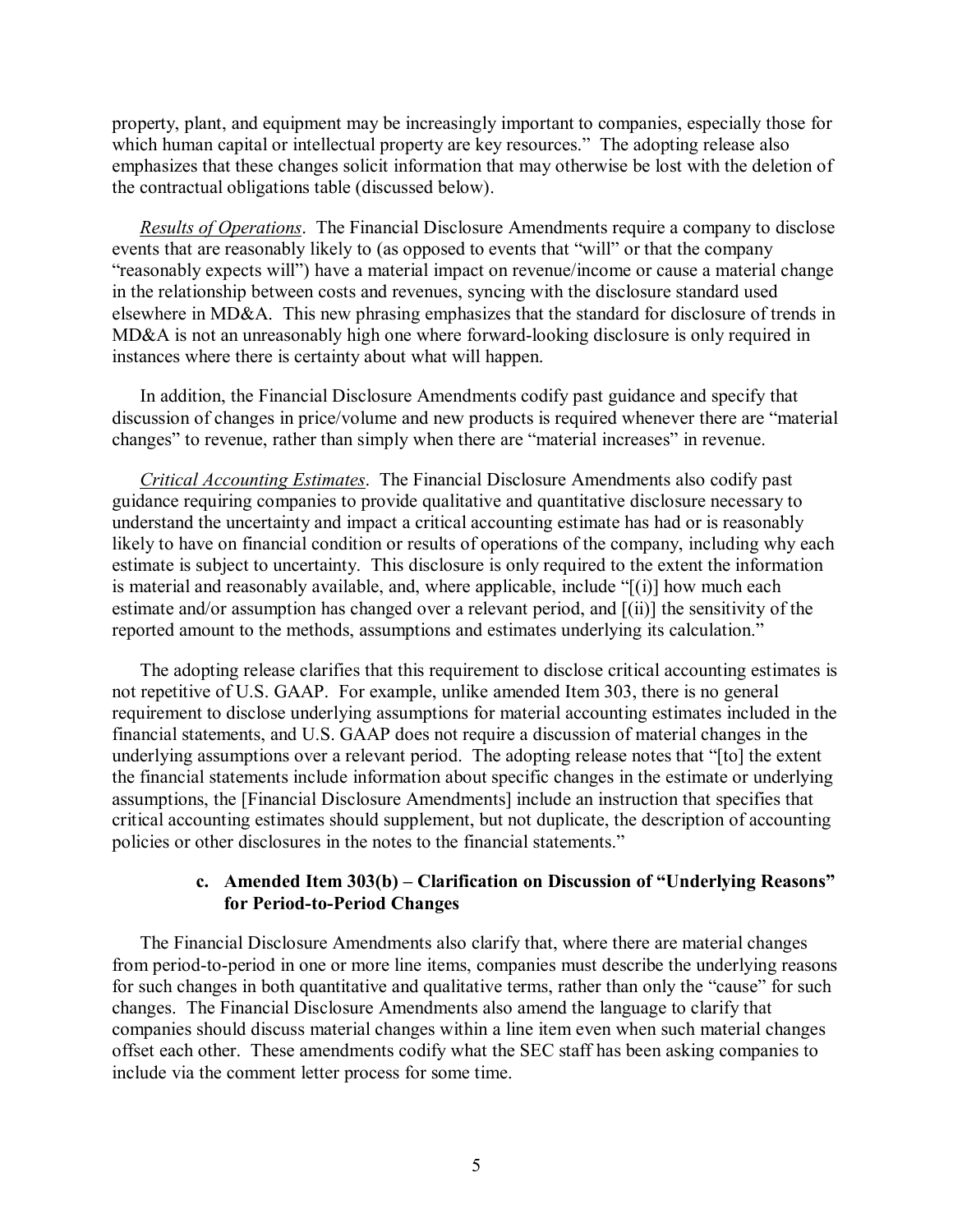property, plant, and equipment may be increasingly important to companies, especially those for which human capital or intellectual property are key resources." The adopting release also emphasizes that these changes solicit information that may otherwise be lost with the deletion of the contractual obligations table (discussed below).

*Results of Operations*. The Financial Disclosure Amendments require a company to disclose events that are reasonably likely to (as opposed to events that "will" or that the company "reasonably expects will") have a material impact on revenue/income or cause a material change in the relationship between costs and revenues, syncing with the disclosure standard used elsewhere in MD&A. This new phrasing emphasizes that the standard for disclosure of trends in MD&A is not an unreasonably high one where forward-looking disclosure is only required in instances where there is certainty about what will happen.

In addition, the Financial Disclosure Amendments codify past guidance and specify that discussion of changes in price/volume and new products is required whenever there are "material changes" to revenue, rather than simply when there are "material increases" in revenue.

*Critical Accounting Estimates*. The Financial Disclosure Amendments also codify past guidance requiring companies to provide qualitative and quantitative disclosure necessary to understand the uncertainty and impact a critical accounting estimate has had or is reasonably likely to have on financial condition or results of operations of the company, including why each estimate is subject to uncertainty. This disclosure is only required to the extent the information is material and reasonably available, and, where applicable, include "[(i)] how much each estimate and/or assumption has changed over a relevant period, and [(ii)] the sensitivity of the reported amount to the methods, assumptions and estimates underlying its calculation."

The adopting release clarifies that this requirement to disclose critical accounting estimates is not repetitive of U.S. GAAP. For example, unlike amended Item 303, there is no general requirement to disclose underlying assumptions for material accounting estimates included in the financial statements, and U.S. GAAP does not require a discussion of material changes in the underlying assumptions over a relevant period. The adopting release notes that "[to] the extent the financial statements include information about specific changes in the estimate or underlying assumptions, the [Financial Disclosure Amendments] include an instruction that specifies that critical accounting estimates should supplement, but not duplicate, the description of accounting policies or other disclosures in the notes to the financial statements."

### c. Amended Item 303(b) – Clarification on Discussion of "Underlying Reasons" for Period-to-Period Changes

The Financial Disclosure Amendments also clarify that, where there are material changes from period-to-period in one or more line items, companies must describe the underlying reasons for such changes in both quantitative and qualitative terms, rather than only the "cause" for such changes. The Financial Disclosure Amendments also amend the language to clarify that companies should discuss material changes within a line item even when such material changes offset each other. These amendments codify what the SEC staff has been asking companies to include via the comment letter process for some time.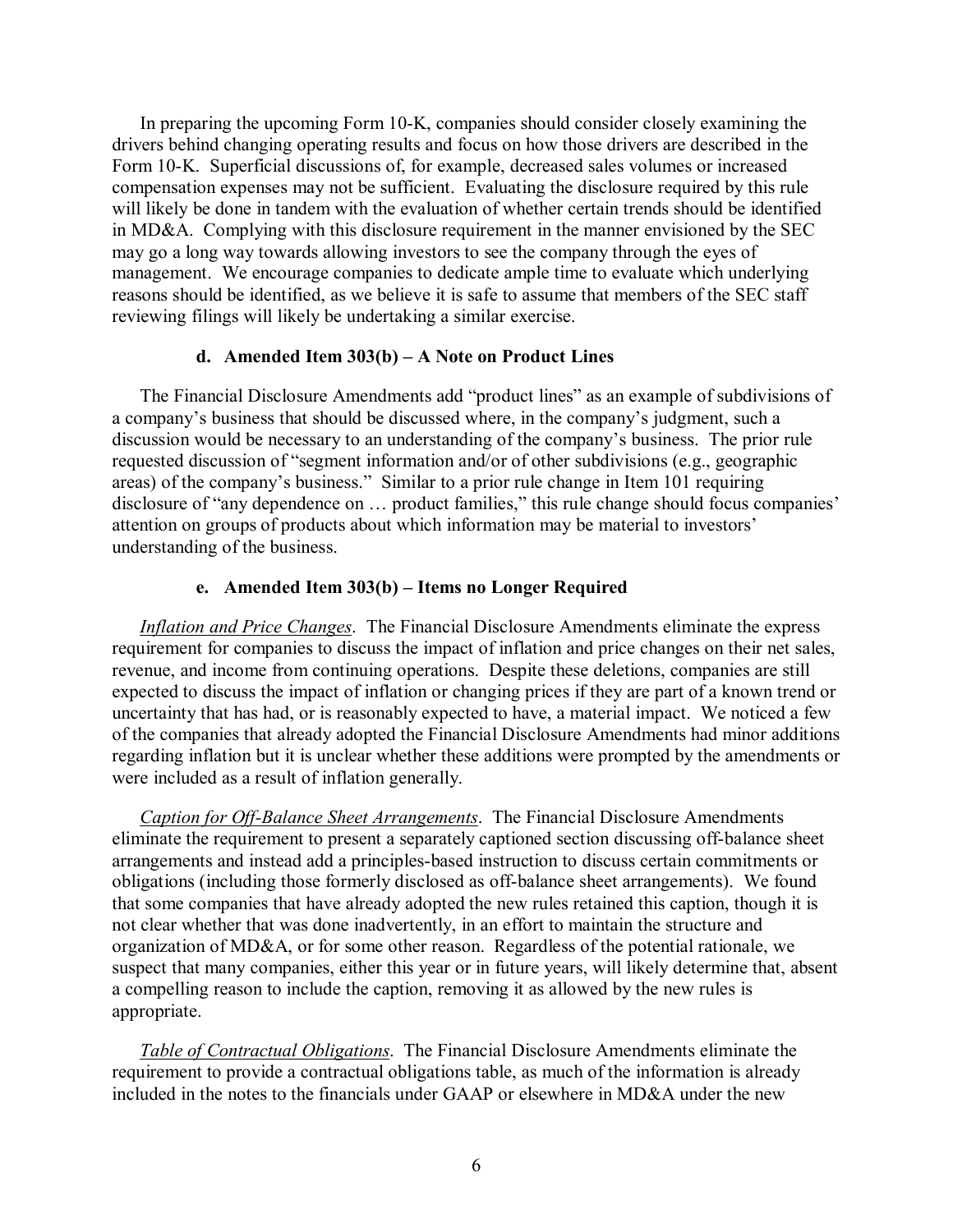In preparing the upcoming Form 10-K, companies should consider closely examining the drivers behind changing operating results and focus on how those drivers are described in the Form 10-K. Superficial discussions of, for example, decreased sales volumes or increased compensation expenses may not be sufficient. Evaluating the disclosure required by this rule will likely be done in tandem with the evaluation of whether certain trends should be identified in MD&A. Complying with this disclosure requirement in the manner envisioned by the SEC may go a long way towards allowing investors to see the company through the eyes of management. We encourage companies to dedicate ample time to evaluate which underlying reasons should be identified, as we believe it is safe to assume that members of the SEC staff reviewing filings will likely be undertaking a similar exercise.

#### d. Amended Item 303(b) – A Note on Product Lines

The Financial Disclosure Amendments add "product lines" as an example of subdivisions of a company's business that should be discussed where, in the company's judgment, such a discussion would be necessary to an understanding of the company's business. The prior rule requested discussion of "segment information and/or of other subdivisions (e.g., geographic areas) of the company's business." Similar to a prior rule change in Item 101 requiring disclosure of "any dependence on … product families," this rule change should focus companies' attention on groups of products about which information may be material to investors' understanding of the business.

#### e. Amended Item 303(b) – Items no Longer Required

*Inflation and Price Changes*. The Financial Disclosure Amendments eliminate the express requirement for companies to discuss the impact of inflation and price changes on their net sales, revenue, and income from continuing operations. Despite these deletions, companies are still expected to discuss the impact of inflation or changing prices if they are part of a known trend or uncertainty that has had, or is reasonably expected to have, a material impact. We noticed a few of the companies that already adopted the Financial Disclosure Amendments had minor additions regarding inflation but it is unclear whether these additions were prompted by the amendments or were included as a result of inflation generally.

*Caption for Off-Balance Sheet Arrangements*. The Financial Disclosure Amendments eliminate the requirement to present a separately captioned section discussing off-balance sheet arrangements and instead add a principles-based instruction to discuss certain commitments or obligations (including those formerly disclosed as off-balance sheet arrangements). We found that some companies that have already adopted the new rules retained this caption, though it is not clear whether that was done inadvertently, in an effort to maintain the structure and organization of MD&A, or for some other reason. Regardless of the potential rationale, we suspect that many companies, either this year or in future years, will likely determine that, absent a compelling reason to include the caption, removing it as allowed by the new rules is appropriate.

*Table of Contractual Obligations*. The Financial Disclosure Amendments eliminate the requirement to provide a contractual obligations table, as much of the information is already included in the notes to the financials under GAAP or elsewhere in MD&A under the new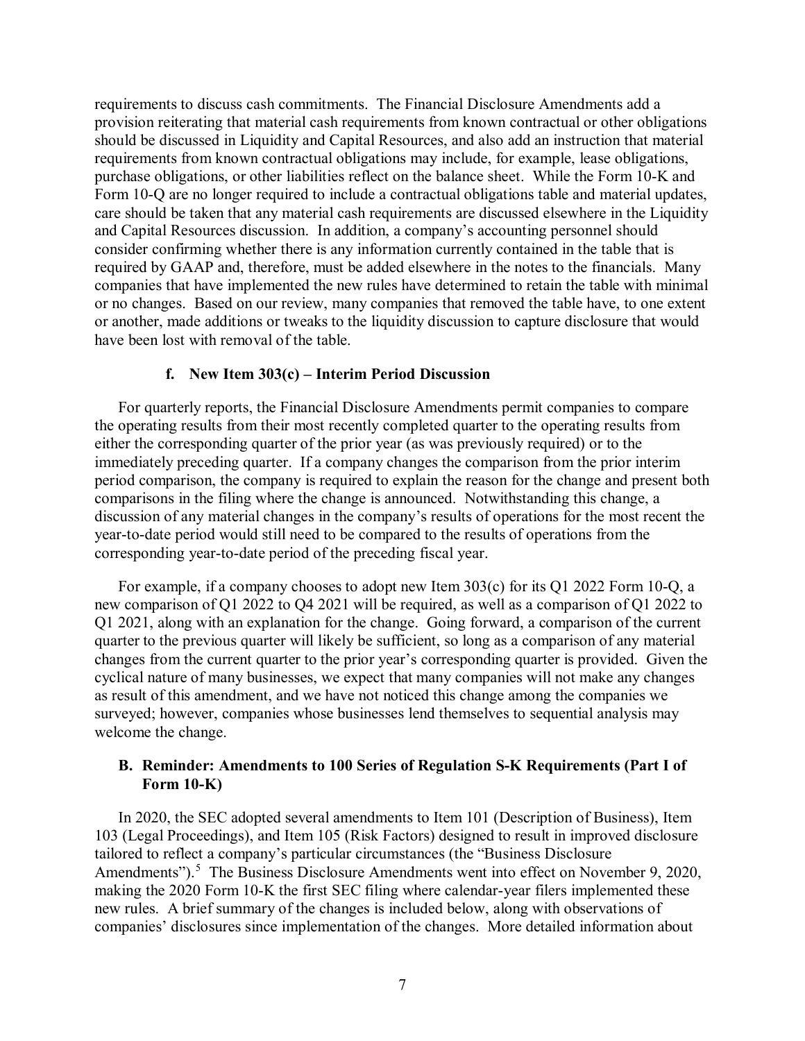requirements to discuss cash commitments. The Financial Disclosure Amendments add a provision reiterating that material cash requirements from known contractual or other obligations should be discussed in Liquidity and Capital Resources, and also add an instruction that material requirements from known contractual obligations may include, for example, lease obligations, purchase obligations, or other liabilities reflect on the balance sheet. While the Form 10-K and Form 10-Q are no longer required to include a contractual obligations table and material updates, care should be taken that any material cash requirements are discussed elsewhere in the Liquidity and Capital Resources discussion. In addition, a company's accounting personnel should consider confirming whether there is any information currently contained in the table that is required by GAAP and, therefore, must be added elsewhere in the notes to the financials. Many companies that have implemented the new rules have determined to retain the table with minimal or no changes. Based on our review, many companies that removed the table have, to one extent or another, made additions or tweaks to the liquidity discussion to capture disclosure that would have been lost with removal of the table.

#### f. New Item 303(c) – Interim Period Discussion

For quarterly reports, the Financial Disclosure Amendments permit companies to compare the operating results from their most recently completed quarter to the operating results from either the corresponding quarter of the prior year (as was previously required) or to the immediately preceding quarter. If a company changes the comparison from the prior interim period comparison, the company is required to explain the reason for the change and present both comparisons in the filing where the change is announced. Notwithstanding this change, a discussion of any material changes in the company's results of operations for the most recent the year-to-date period would still need to be compared to the results of operations from the corresponding year-to-date period of the preceding fiscal year.

For example, if a company chooses to adopt new Item 303(c) for its Q1 2022 Form 10-Q, a new comparison of Q1 2022 to Q4 2021 will be required, as well as a comparison of Q1 2022 to Q1 2021, along with an explanation for the change. Going forward, a comparison of the current quarter to the previous quarter will likely be sufficient, so long as a comparison of any material changes from the current quarter to the prior year's corresponding quarter is provided. Given the cyclical nature of many businesses, we expect that many companies will not make any changes as result of this amendment, and we have not noticed this change among the companies we surveyed; however, companies whose businesses lend themselves to sequential analysis may welcome the change.

### B. Reminder: Amendments to 100 Series of Regulation S-K Requirements (Part I of Form 10-K)

In 2020, the SEC adopted several amendments to Item 101 (Description of Business), Item 103 (Legal Proceedings), and Item 105 (Risk Factors) designed to result in improved disclosure tailored to reflect a company's particular circumstances (the "Business Disclosure Amendments").[5] The Business Disclosure Amendments went into effect on November 9, 2020, making the 2020 Form 10-K the first SEC filing where calendar-year filers implemented these new rules. A brief summary of the changes is included below, along with observations of companies' disclosures since implementation of the changes. More detailed information about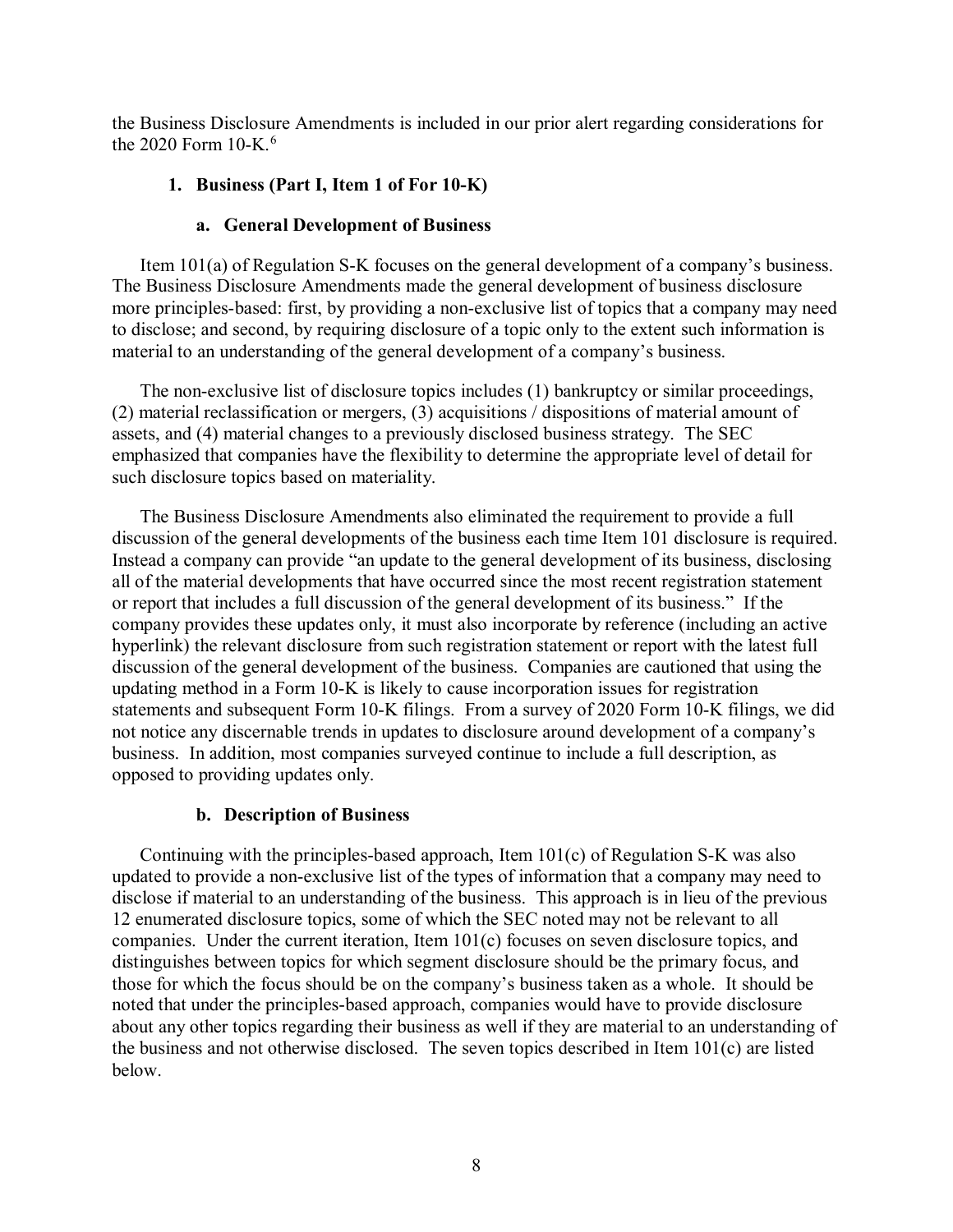the Business Disclosure Amendments is included in our prior alert regarding considerations for the 2020 Form 10-K.[6]

### 1. Business (Part I, Item 1 of For 10-K)

#### a. General Development of Business

Item 101(a) of Regulation S-K focuses on the general development of a company's business. The Business Disclosure Amendments made the general development of business disclosure more principles-based: first, by providing a non-exclusive list of topics that a company may need to disclose; and second, by requiring disclosure of a topic only to the extent such information is material to an understanding of the general development of a company's business.

The non-exclusive list of disclosure topics includes (1) bankruptcy or similar proceedings, (2) material reclassification or mergers, (3) acquisitions / dispositions of material amount of assets, and (4) material changes to a previously disclosed business strategy. The SEC emphasized that companies have the flexibility to determine the appropriate level of detail for such disclosure topics based on materiality.

The Business Disclosure Amendments also eliminated the requirement to provide a full discussion of the general developments of the business each time Item 101 disclosure is required. Instead a company can provide "an update to the general development of its business, disclosing all of the material developments that have occurred since the most recent registration statement or report that includes a full discussion of the general development of its business." If the company provides these updates only, it must also incorporate by reference (including an active hyperlink) the relevant disclosure from such registration statement or report with the latest full discussion of the general development of the business. Companies are cautioned that using the updating method in a Form 10-K is likely to cause incorporation issues for registration statements and subsequent Form 10-K filings. From a survey of 2020 Form 10-K filings, we did not notice any discernable trends in updates to disclosure around development of a company's business. In addition, most companies surveyed continue to include a full description, as opposed to providing updates only.

#### b. Description of Business

Continuing with the principles-based approach, Item 101(c) of Regulation S-K was also updated to provide a non-exclusive list of the types of information that a company may need to disclose if material to an understanding of the business. This approach is in lieu of the previous 12 enumerated disclosure topics, some of which the SEC noted may not be relevant to all companies. Under the current iteration, Item 101(c) focuses on seven disclosure topics, and distinguishes between topics for which segment disclosure should be the primary focus, and those for which the focus should be on the company's business taken as a whole. It should be noted that under the principles-based approach, companies would have to provide disclosure about any other topics regarding their business as well if they are material to an understanding of the business and not otherwise disclosed. The seven topics described in Item 101(c) are listed below.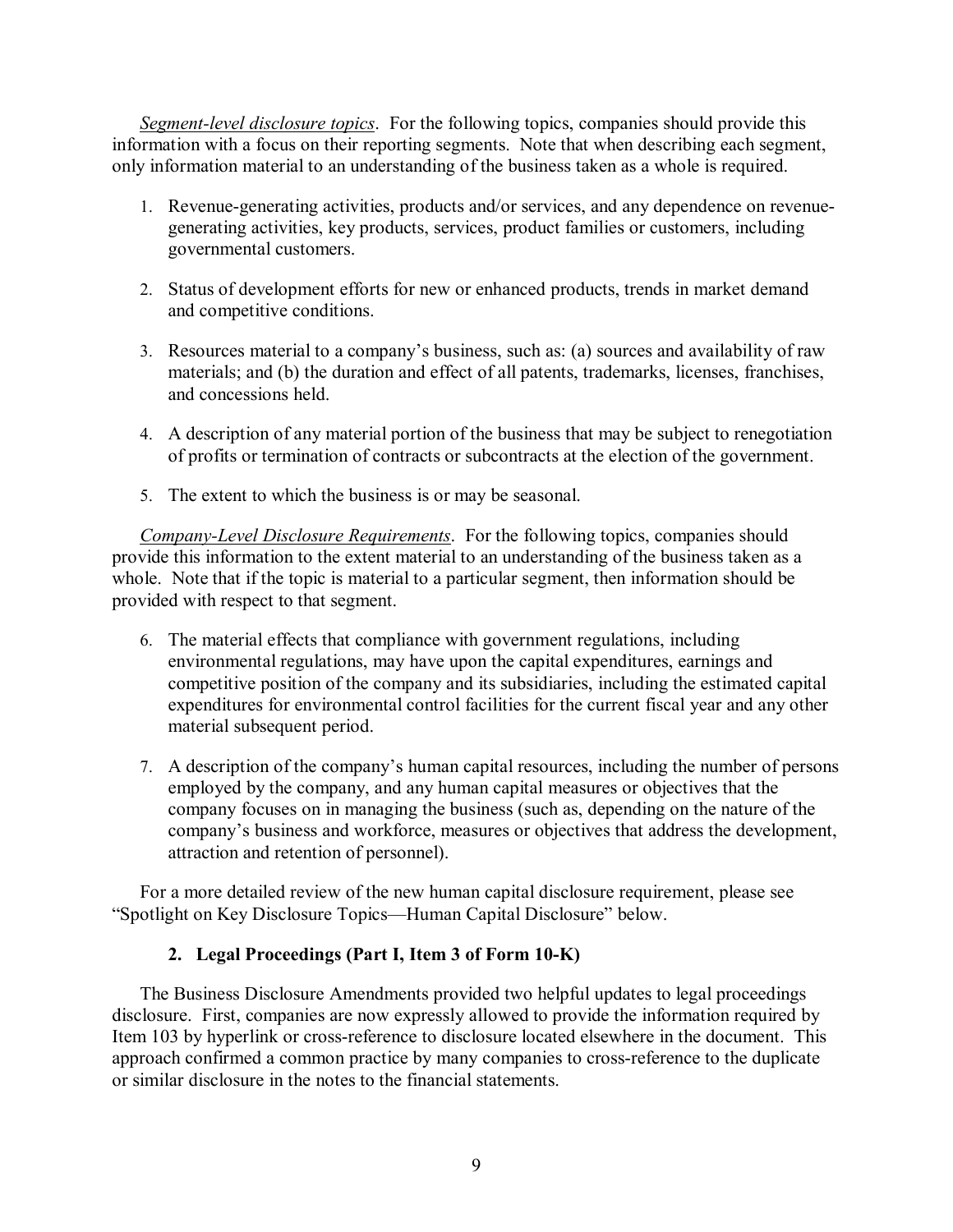*Segment-level disclosure topics*. For the following topics, companies should provide this information with a focus on their reporting segments. Note that when describing each segment, only information material to an understanding of the business taken as a whole is required.

1. Revenue-generating activities, products and/or services, and any dependence on revenue-generating activities, key products, services, product families or customers, including governmental customers.

2. Status of development efforts for new or enhanced products, trends in market demand and competitive conditions.

3. Resources material to a company's business, such as: (a) sources and availability of raw materials; and (b) the duration and effect of all patents, trademarks, licenses, franchises, and concessions held.

4. A description of any material portion of the business that may be subject to renegotiation of profits or termination of contracts or subcontracts at the election of the government.

5. The extent to which the business is or may be seasonal.

*Company-Level Disclosure Requirements*. For the following topics, companies should provide this information to the extent material to an understanding of the business taken as a whole. Note that if the topic is material to a particular segment, then information should be provided with respect to that segment.

6. The material effects that compliance with government regulations, including environmental regulations, may have upon the capital expenditures, earnings and competitive position of the company and its subsidiaries, including the estimated capital expenditures for environmental control facilities for the current fiscal year and any other material subsequent period.

7. A description of the company's human capital resources, including the number of persons employed by the company, and any human capital measures or objectives that the company focuses on in managing the business (such as, depending on the nature of the company's business and workforce, measures or objectives that address the development, attraction and retention of personnel).

For a more detailed review of the new human capital disclosure requirement, please see "Spotlight on Key Disclosure Topics—Human Capital Disclosure" below.

### 2. Legal Proceedings (Part I, Item 3 of Form 10-K)

The Business Disclosure Amendments provided two helpful updates to legal proceedings disclosure. First, companies are now expressly allowed to provide the information required by Item 103 by hyperlink or cross-reference to disclosure located elsewhere in the document. This approach confirmed a common practice by many companies to cross-reference to the duplicate or similar disclosure in the notes to the financial statements.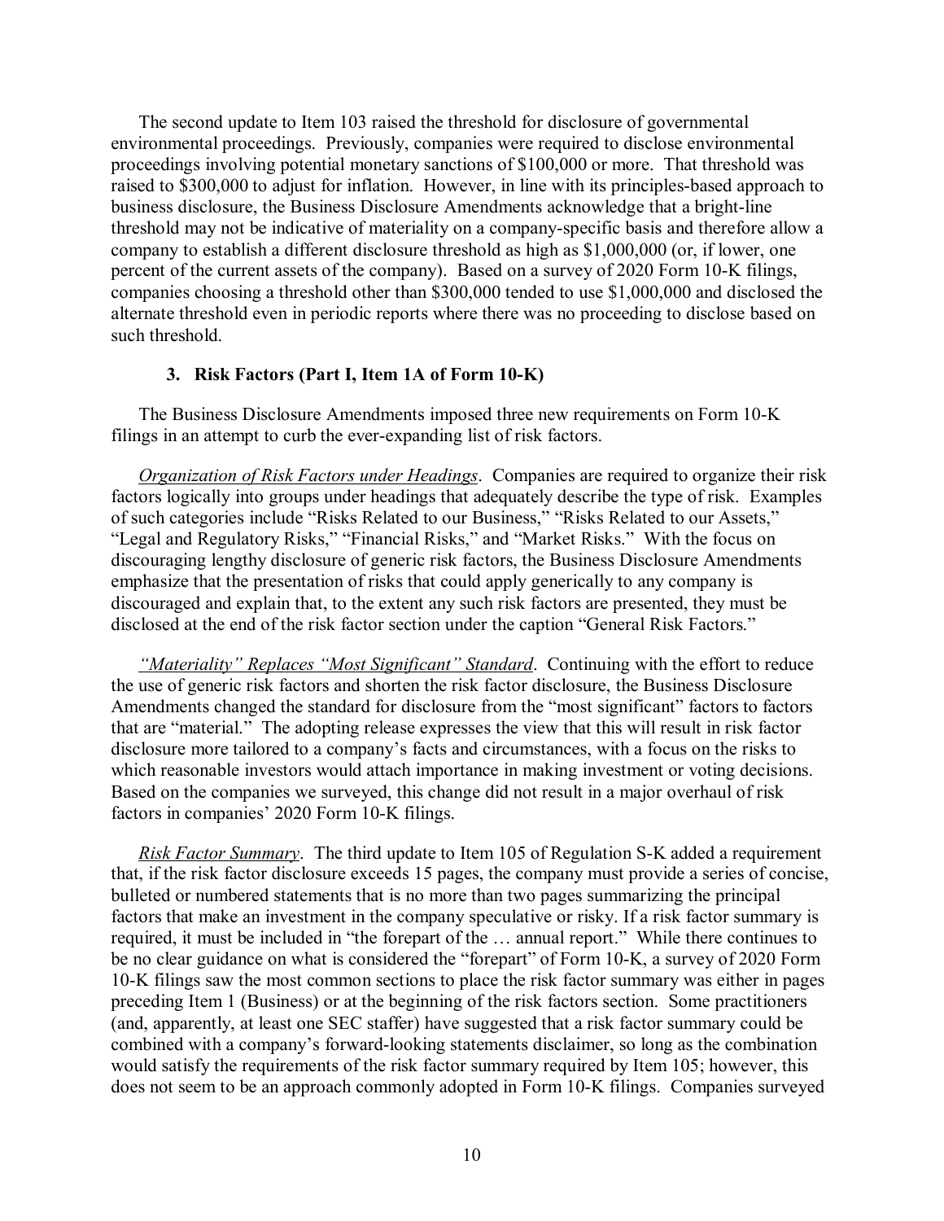The second update to Item 103 raised the threshold for disclosure of governmental environmental proceedings. Previously, companies were required to disclose environmental proceedings involving potential monetary sanctions of $100,000 or more. That threshold was raised to $300,000 to adjust for inflation. However, in line with its principles-based approach to business disclosure, the Business Disclosure Amendments acknowledge that a bright-line threshold may not be indicative of materiality on a company-specific basis and therefore allow a company to establish a different disclosure threshold as high as $1,000,000 (or, if lower, one percent of the current assets of the company). Based on a survey of 2020 Form 10-K filings, companies choosing a threshold other than $300,000 tended to use $1,000,000 and disclosed the alternate threshold even in periodic reports where there was no proceeding to disclose based on such threshold.

### 3. Risk Factors (Part I, Item 1A of Form 10-K)

The Business Disclosure Amendments imposed three new requirements on Form 10-K filings in an attempt to curb the ever-expanding list of risk factors.

*Organization of Risk Factors under Headings*. Companies are required to organize their risk factors logically into groups under headings that adequately describe the type of risk. Examples of such categories include "Risks Related to our Business," "Risks Related to our Assets," "Legal and Regulatory Risks," "Financial Risks," and "Market Risks." With the focus on discouraging lengthy disclosure of generic risk factors, the Business Disclosure Amendments emphasize that the presentation of risks that could apply generically to any company is discouraged and explain that, to the extent any such risk factors are presented, they must be disclosed at the end of the risk factor section under the caption "General Risk Factors."

*"Materiality" Replaces "Most Significant" Standard*. Continuing with the effort to reduce the use of generic risk factors and shorten the risk factor disclosure, the Business Disclosure Amendments changed the standard for disclosure from the "most significant" factors to factors that are "material." The adopting release expresses the view that this will result in risk factor disclosure more tailored to a company's facts and circumstances, with a focus on the risks to which reasonable investors would attach importance in making investment or voting decisions. Based on the companies we surveyed, this change did not result in a major overhaul of risk factors in companies' 2020 Form 10-K filings.

*Risk Factor Summary*. The third update to Item 105 of Regulation S-K added a requirement that, if the risk factor disclosure exceeds 15 pages, the company must provide a series of concise, bulleted or numbered statements that is no more than two pages summarizing the principal factors that make an investment in the company speculative or risky. If a risk factor summary is required, it must be included in "the forepart of the … annual report." While there continues to be no clear guidance on what is considered the "forepart" of Form 10-K, a survey of 2020 Form 10-K filings saw the most common sections to place the risk factor summary was either in pages preceding Item 1 (Business) or at the beginning of the risk factors section. Some practitioners (and, apparently, at least one SEC staffer) have suggested that a risk factor summary could be combined with a company's forward-looking statements disclaimer, so long as the combination would satisfy the requirements of the risk factor summary required by Item 105; however, this does not seem to be an approach commonly adopted in Form 10-K filings. Companies surveyed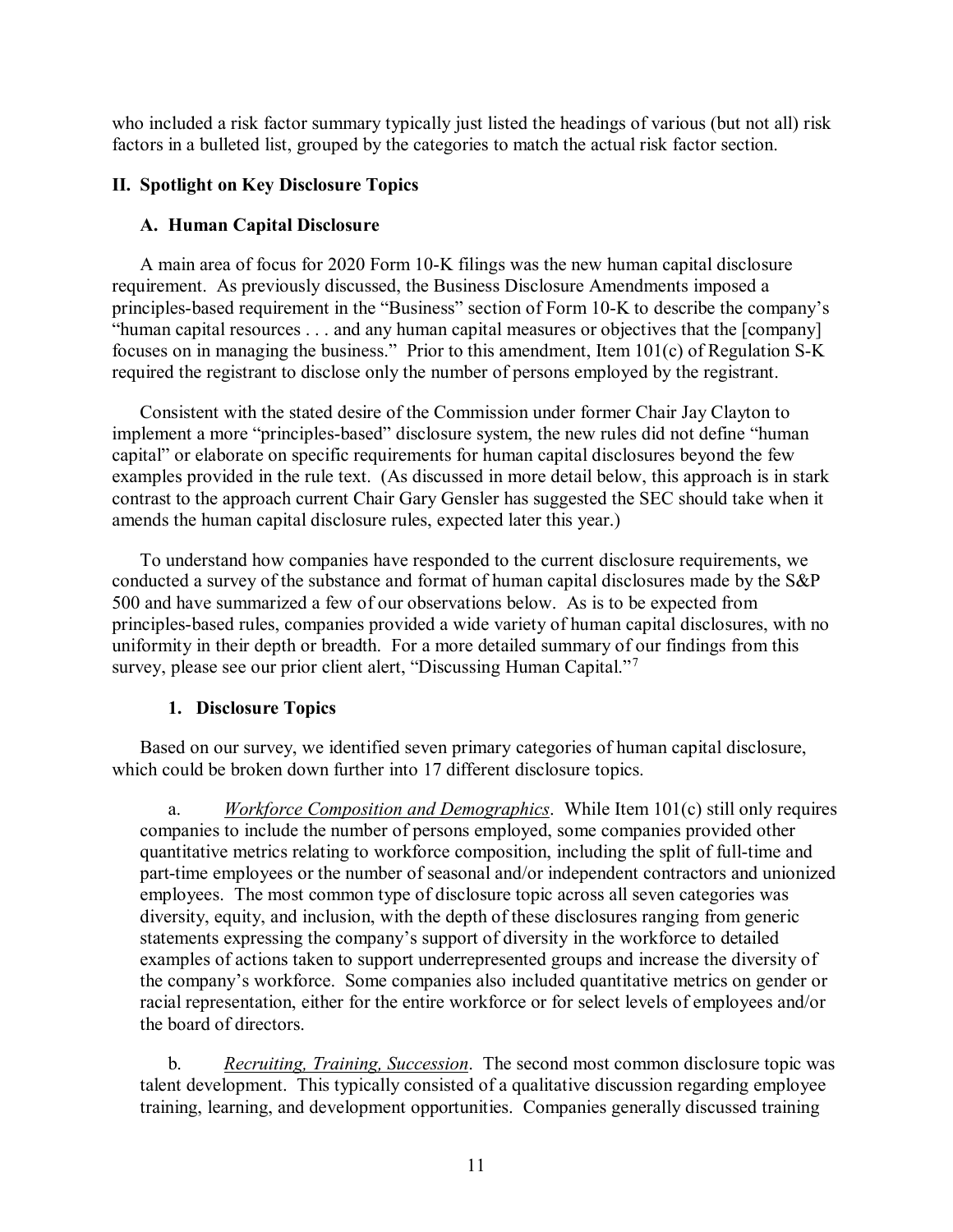who included a risk factor summary typically just listed the headings of various (but not all) risk factors in a bulleted list, grouped by the categories to match the actual risk factor section.

## II. Spotlight on Key Disclosure Topics

### A. Human Capital Disclosure

A main area of focus for 2020 Form 10-K filings was the new human capital disclosure requirement. As previously discussed, the Business Disclosure Amendments imposed a principles-based requirement in the "Business" section of Form 10-K to describe the company's "human capital resources . . . and any human capital measures or objectives that the [company] focuses on in managing the business." Prior to this amendment, Item 101(c) of Regulation S-K required the registrant to disclose only the number of persons employed by the registrant.

Consistent with the stated desire of the Commission under former Chair Jay Clayton to implement a more "principles-based" disclosure system, the new rules did not define "human capital" or elaborate on specific requirements for human capital disclosures beyond the few examples provided in the rule text. (As discussed in more detail below, this approach is in stark contrast to the approach current Chair Gary Gensler has suggested the SEC should take when it amends the human capital disclosure rules, expected later this year.)

To understand how companies have responded to the current disclosure requirements, we conducted a survey of the substance and format of human capital disclosures made by the S&P 500 and have summarized a few of our observations below. As is to be expected from principles-based rules, companies provided a wide variety of human capital disclosures, with no uniformity in their depth or breadth. For a more detailed summary of our findings from this survey, please see our prior client alert, "Discussing Human Capital."[7]

#### 1. Disclosure Topics

Based on our survey, we identified seven primary categories of human capital disclosure, which could be broken down further into 17 different disclosure topics.

a. *Workforce Composition and Demographics*. While Item 101(c) still only requires companies to include the number of persons employed, some companies provided other quantitative metrics relating to workforce composition, including the split of full-time and part-time employees or the number of seasonal and/or independent contractors and unionized employees. The most common type of disclosure topic across all seven categories was diversity, equity, and inclusion, with the depth of these disclosures ranging from generic statements expressing the company's support of diversity in the workforce to detailed examples of actions taken to support underrepresented groups and increase the diversity of the company's workforce. Some companies also included quantitative metrics on gender or racial representation, either for the entire workforce or for select levels of employees and/or the board of directors.

b. *Recruiting, Training, Succession*. The second most common disclosure topic was talent development. This typically consisted of a qualitative discussion regarding employee training, learning, and development opportunities. Companies generally discussed training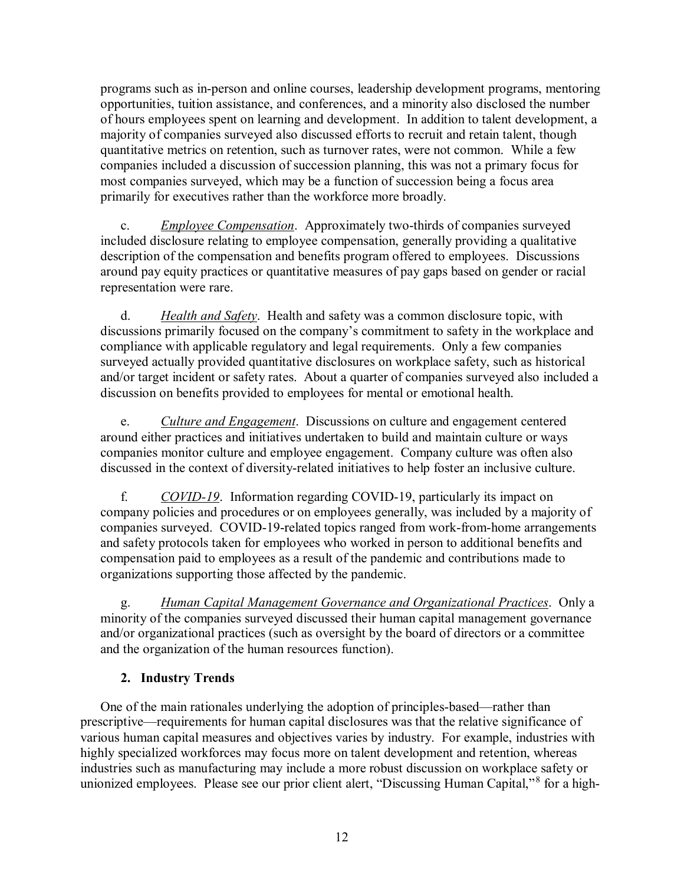programs such as in-person and online courses, leadership development programs, mentoring opportunities, tuition assistance, and conferences, and a minority also disclosed the number of hours employees spent on learning and development. In addition to talent development, a majority of companies surveyed also discussed efforts to recruit and retain talent, though quantitative metrics on retention, such as turnover rates, were not common. While a few companies included a discussion of succession planning, this was not a primary focus for most companies surveyed, which may be a function of succession being a focus area primarily for executives rather than the workforce more broadly.

c. *Employee Compensation*. Approximately two-thirds of companies surveyed included disclosure relating to employee compensation, generally providing a qualitative description of the compensation and benefits program offered to employees. Discussions around pay equity practices or quantitative measures of pay gaps based on gender or racial representation were rare.

d. *Health and Safety*. Health and safety was a common disclosure topic, with discussions primarily focused on the company's commitment to safety in the workplace and compliance with applicable regulatory and legal requirements. Only a few companies surveyed actually provided quantitative disclosures on workplace safety, such as historical and/or target incident or safety rates. About a quarter of companies surveyed also included a discussion on benefits provided to employees for mental or emotional health.

e. *Culture and Engagement*. Discussions on culture and engagement centered around either practices and initiatives undertaken to build and maintain culture or ways companies monitor culture and employee engagement. Company culture was often also discussed in the context of diversity-related initiatives to help foster an inclusive culture.

f. *COVID-19*. Information regarding COVID-19, particularly its impact on company policies and procedures or on employees generally, was included by a majority of companies surveyed. COVID-19-related topics ranged from work-from-home arrangements and safety protocols taken for employees who worked in person to additional benefits and compensation paid to employees as a result of the pandemic and contributions made to organizations supporting those affected by the pandemic.

g. *Human Capital Management Governance and Organizational Practices*. Only a minority of the companies surveyed discussed their human capital management governance and/or organizational practices (such as oversight by the board of directors or a committee and the organization of the human resources function).

### 2. Industry Trends

One of the main rationales underlying the adoption of principles-based—rather than prescriptive—requirements for human capital disclosures was that the relative significance of various human capital measures and objectives varies by industry. For example, industries with highly specialized workforces may focus more on talent development and retention, whereas industries such as manufacturing may include a more robust discussion on workplace safety or unionized employees. Please see our prior client alert, "Discussing Human Capital,"[8] for a high-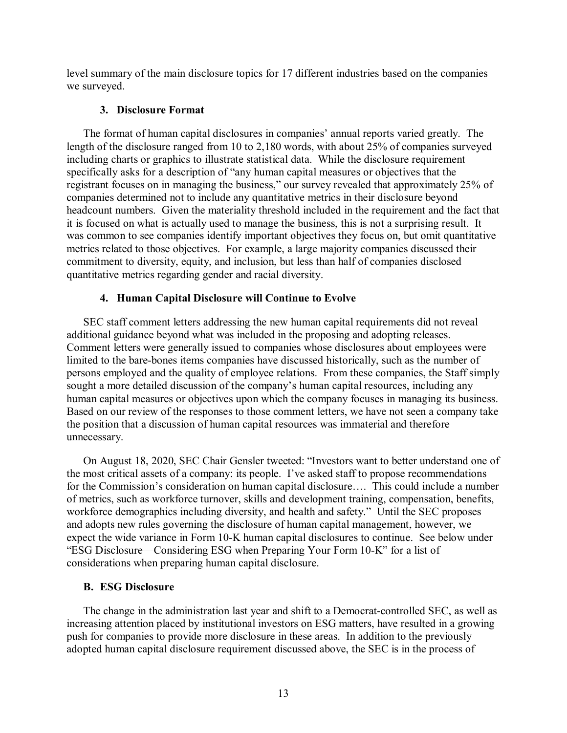level summary of the main disclosure topics for 17 different industries based on the companies we surveyed.

### 3. Disclosure Format

The format of human capital disclosures in companies' annual reports varied greatly. The length of the disclosure ranged from 10 to 2,180 words, with about 25% of companies surveyed including charts or graphics to illustrate statistical data. While the disclosure requirement specifically asks for a description of "any human capital measures or objectives that the registrant focuses on in managing the business," our survey revealed that approximately 25% of companies determined not to include any quantitative metrics in their disclosure beyond headcount numbers. Given the materiality threshold included in the requirement and the fact that it is focused on what is actually used to manage the business, this is not a surprising result. It was common to see companies identify important objectives they focus on, but omit quantitative metrics related to those objectives. For example, a large majority companies discussed their commitment to diversity, equity, and inclusion, but less than half of companies disclosed quantitative metrics regarding gender and racial diversity.

### 4. Human Capital Disclosure will Continue to Evolve

SEC staff comment letters addressing the new human capital requirements did not reveal additional guidance beyond what was included in the proposing and adopting releases. Comment letters were generally issued to companies whose disclosures about employees were limited to the bare-bones items companies have discussed historically, such as the number of persons employed and the quality of employee relations. From these companies, the Staff simply sought a more detailed discussion of the company's human capital resources, including any human capital measures or objectives upon which the company focuses in managing its business. Based on our review of the responses to those comment letters, we have not seen a company take the position that a discussion of human capital resources was immaterial and therefore unnecessary.

On August 18, 2020, SEC Chair Gensler tweeted: "Investors want to better understand one of the most critical assets of a company: its people. I've asked staff to propose recommendations for the Commission's consideration on human capital disclosure…. This could include a number of metrics, such as workforce turnover, skills and development training, compensation, benefits, workforce demographics including diversity, and health and safety." Until the SEC proposes and adopts new rules governing the disclosure of human capital management, however, we expect the wide variance in Form 10-K human capital disclosures to continue. See below under "ESG Disclosure—Considering ESG when Preparing Your Form 10-K" for a list of considerations when preparing human capital disclosure.

## B. ESG Disclosure

The change in the administration last year and shift to a Democrat-controlled SEC, as well as increasing attention placed by institutional investors on ESG matters, have resulted in a growing push for companies to provide more disclosure in these areas. In addition to the previously adopted human capital disclosure requirement discussed above, the SEC is in the process of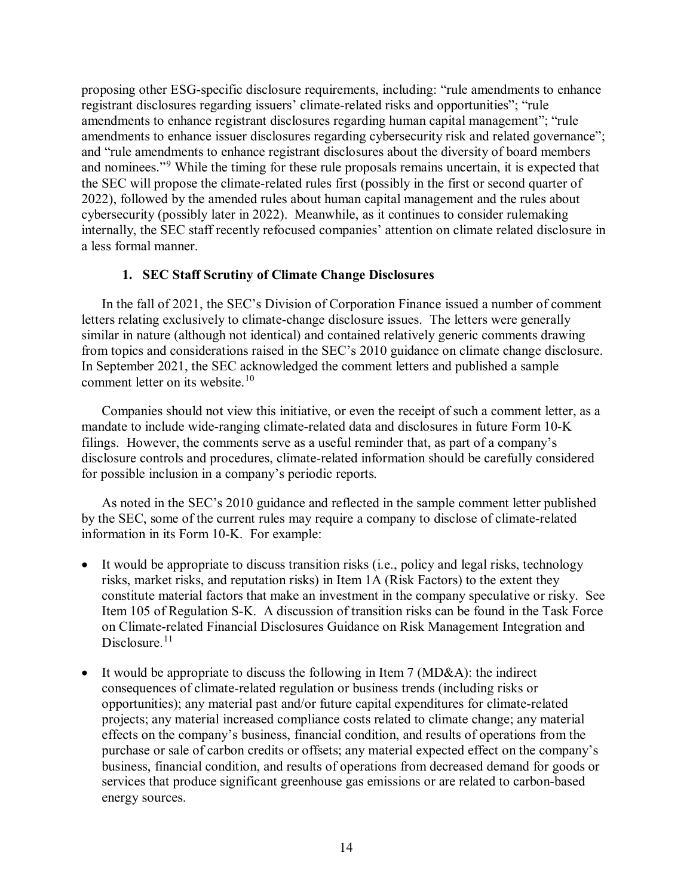proposing other ESG-specific disclosure requirements, including: "rule amendments to enhance registrant disclosures regarding issuers' climate-related risks and opportunities"; "rule amendments to enhance registrant disclosures regarding human capital management"; "rule amendments to enhance issuer disclosures regarding cybersecurity risk and related governance"; and "rule amendments to enhance registrant disclosures about the diversity of board members and nominees."[9] While the timing for these rule proposals remains uncertain, it is expected that the SEC will propose the climate-related rules first (possibly in the first or second quarter of 2022), followed by the amended rules about human capital management and the rules about cybersecurity (possibly later in 2022). Meanwhile, as it continues to consider rulemaking internally, the SEC staff recently refocused companies' attention on climate related disclosure in a less formal manner.

### 1. SEC Staff Scrutiny of Climate Change Disclosures

In the fall of 2021, the SEC's Division of Corporation Finance issued a number of comment letters relating exclusively to climate-change disclosure issues. The letters were generally similar in nature (although not identical) and contained relatively generic comments drawing from topics and considerations raised in the SEC's 2010 guidance on climate change disclosure. In September 2021, the SEC acknowledged the comment letters and published a sample comment letter on its website.[10]

Companies should not view this initiative, or even the receipt of such a comment letter, as a mandate to include wide-ranging climate-related data and disclosures in future Form 10-K filings. However, the comments serve as a useful reminder that, as part of a company's disclosure controls and procedures, climate-related information should be carefully considered for possible inclusion in a company's periodic reports.

As noted in the SEC's 2010 guidance and reflected in the sample comment letter published by the SEC, some of the current rules may require a company to disclose of climate-related information in its Form 10-K. For example:

- It would be appropriate to discuss transition risks (i.e., policy and legal risks, technology risks, market risks, and reputation risks) in Item 1A (Risk Factors) to the extent they constitute material factors that make an investment in the company speculative or risky. See Item 105 of Regulation S-K. A discussion of transition risks can be found in the Task Force on Climate-related Financial Disclosures Guidance on Risk Management Integration and Disclosure.[11]
- It would be appropriate to discuss the following in Item 7 (MD&A): the indirect consequences of climate-related regulation or business trends (including risks or opportunities); any material past and/or future capital expenditures for climate-related projects; any material increased compliance costs related to climate change; any material effects on the company's business, financial condition, and results of operations from the purchase or sale of carbon credits or offsets; any material expected effect on the company's business, financial condition, and results of operations from decreased demand for goods or services that produce significant greenhouse gas emissions or are related to carbon-based energy sources.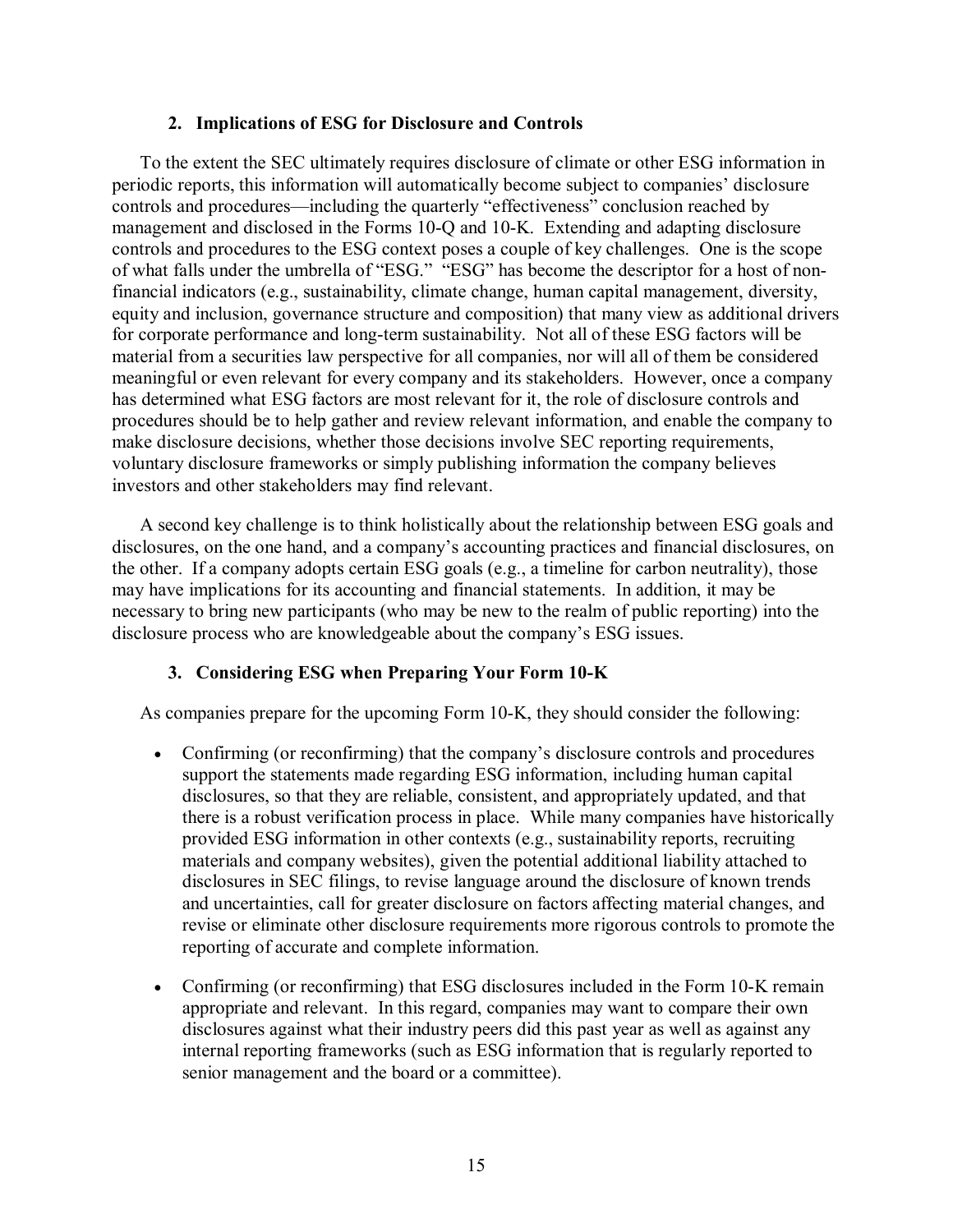### 2. Implications of ESG for Disclosure and Controls

To the extent the SEC ultimately requires disclosure of climate or other ESG information in periodic reports, this information will automatically become subject to companies' disclosure controls and procedures—including the quarterly "effectiveness" conclusion reached by management and disclosed in the Forms 10-Q and 10-K. Extending and adapting disclosure controls and procedures to the ESG context poses a couple of key challenges. One is the scope of what falls under the umbrella of "ESG." "ESG" has become the descriptor for a host of non-financial indicators (e.g., sustainability, climate change, human capital management, diversity, equity and inclusion, governance structure and composition) that many view as additional drivers for corporate performance and long-term sustainability. Not all of these ESG factors will be material from a securities law perspective for all companies, nor will all of them be considered meaningful or even relevant for every company and its stakeholders. However, once a company has determined what ESG factors are most relevant for it, the role of disclosure controls and procedures should be to help gather and review relevant information, and enable the company to make disclosure decisions, whether those decisions involve SEC reporting requirements, voluntary disclosure frameworks or simply publishing information the company believes investors and other stakeholders may find relevant.

A second key challenge is to think holistically about the relationship between ESG goals and disclosures, on the one hand, and a company's accounting practices and financial disclosures, on the other. If a company adopts certain ESG goals (e.g., a timeline for carbon neutrality), those may have implications for its accounting and financial statements. In addition, it may be necessary to bring new participants (who may be new to the realm of public reporting) into the disclosure process who are knowledgeable about the company's ESG issues.

### 3. Considering ESG when Preparing Your Form 10-K

As companies prepare for the upcoming Form 10-K, they should consider the following:

- Confirming (or reconfirming) that the company's disclosure controls and procedures support the statements made regarding ESG information, including human capital disclosures, so that they are reliable, consistent, and appropriately updated, and that there is a robust verification process in place. While many companies have historically provided ESG information in other contexts (e.g., sustainability reports, recruiting materials and company websites), given the potential additional liability attached to disclosures in SEC filings, to revise language around the disclosure of known trends and uncertainties, call for greater disclosure on factors affecting material changes, and revise or eliminate other disclosure requirements more rigorous controls to promote the reporting of accurate and complete information.

- Confirming (or reconfirming) that ESG disclosures included in the Form 10-K remain appropriate and relevant. In this regard, companies may want to compare their own disclosures against what their industry peers did this past year as well as against any internal reporting frameworks (such as ESG information that is regularly reported to senior management and the board or a committee).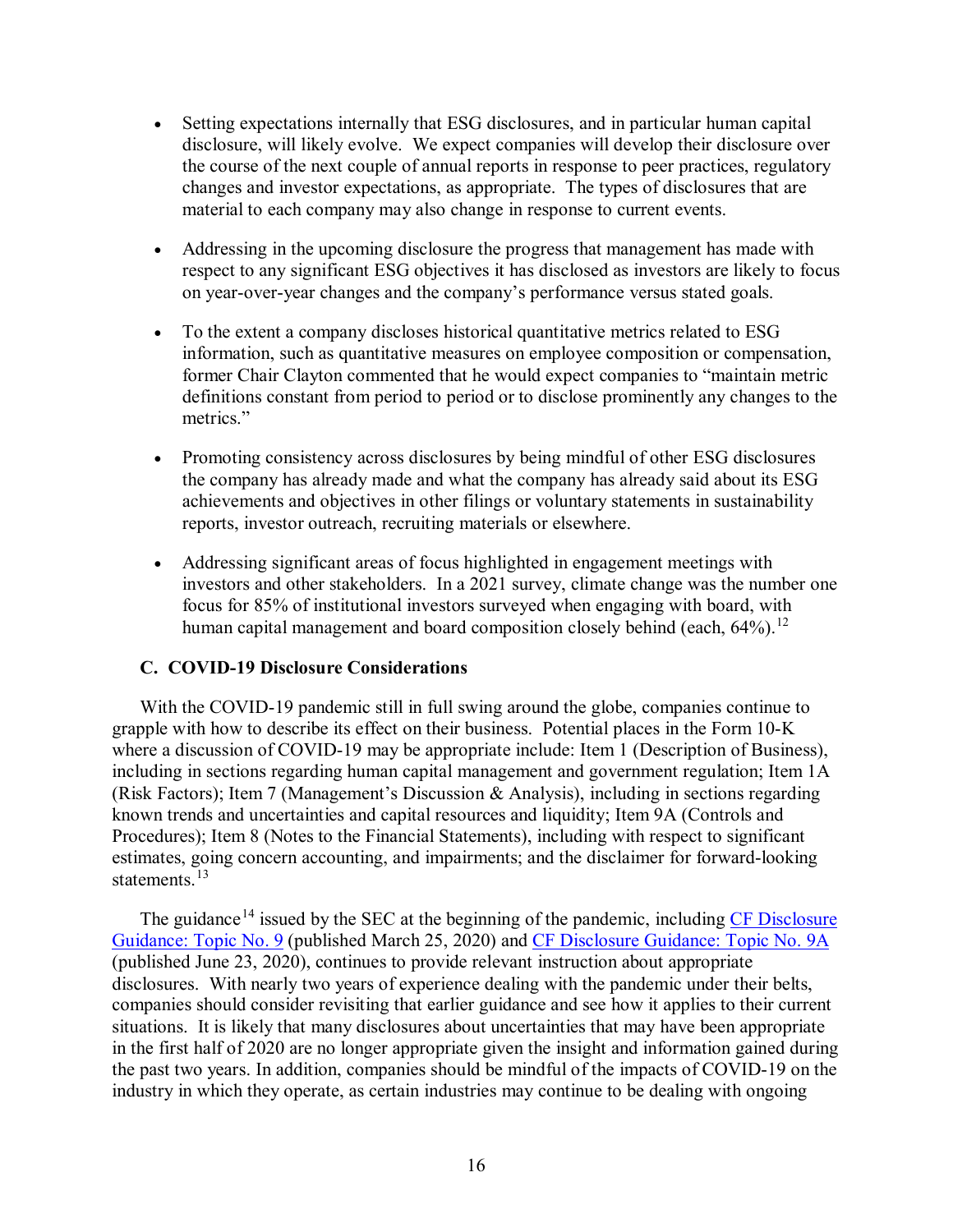- Setting expectations internally that ESG disclosures, and in particular human capital disclosure, will likely evolve. We expect companies will develop their disclosure over the course of the next couple of annual reports in response to peer practices, regulatory changes and investor expectations, as appropriate. The types of disclosures that are material to each company may also change in response to current events.

- Addressing in the upcoming disclosure the progress that management has made with respect to any significant ESG objectives it has disclosed as investors are likely to focus on year-over-year changes and the company's performance versus stated goals.

- To the extent a company discloses historical quantitative metrics related to ESG information, such as quantitative measures on employee composition or compensation, former Chair Clayton commented that he would expect companies to "maintain metric definitions constant from period to period or to disclose prominently any changes to the metrics."

- Promoting consistency across disclosures by being mindful of other ESG disclosures the company has already made and what the company has already said about its ESG achievements and objectives in other filings or voluntary statements in sustainability reports, investor outreach, recruiting materials or elsewhere.

- Addressing significant areas of focus highlighted in engagement meetings with investors and other stakeholders. In a 2021 survey, climate change was the number one focus for 85% of institutional investors surveyed when engaging with board, with human capital management and board composition closely behind (each, 64%).[12]

### C. COVID-19 Disclosure Considerations

With the COVID-19 pandemic still in full swing around the globe, companies continue to grapple with how to describe its effect on their business. Potential places in the Form 10-K where a discussion of COVID-19 may be appropriate include: Item 1 (Description of Business), including in sections regarding human capital management and government regulation; Item 1A (Risk Factors); Item 7 (Management's Discussion & Analysis), including in sections regarding known trends and uncertainties and capital resources and liquidity; Item 9A (Controls and Procedures); Item 8 (Notes to the Financial Statements), including with respect to significant estimates, going concern accounting, and impairments; and the disclaimer for forward-looking statements.[13]

The guidance[14] issued by the SEC at the beginning of the pandemic, including CF Disclosure Guidance: Topic No. 9 (published March 25, 2020) and CF Disclosure Guidance: Topic No. 9A (published June 23, 2020), continues to provide relevant instruction about appropriate disclosures. With nearly two years of experience dealing with the pandemic under their belts, companies should consider revisiting that earlier guidance and see how it applies to their current situations. It is likely that many disclosures about uncertainties that may have been appropriate in the first half of 2020 are no longer appropriate given the insight and information gained during the past two years. In addition, companies should be mindful of the impacts of COVID-19 on the industry in which they operate, as certain industries may continue to be dealing with ongoing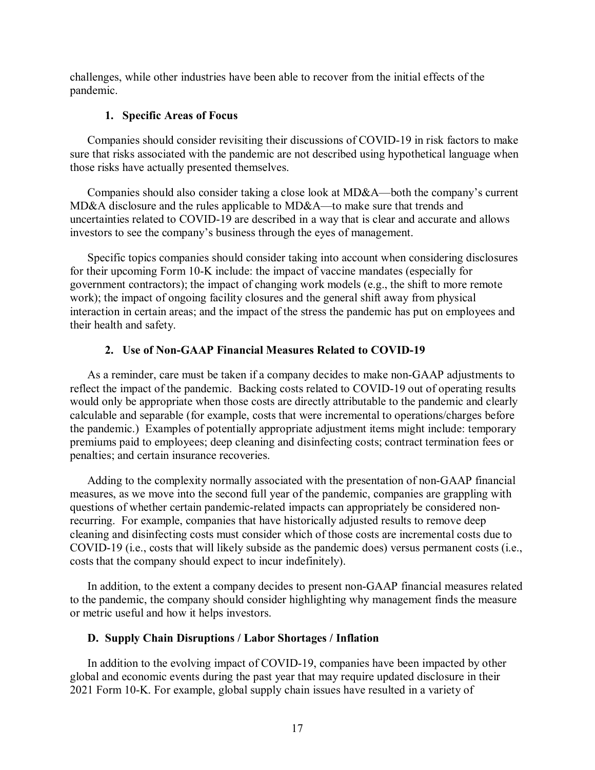challenges, while other industries have been able to recover from the initial effects of the pandemic.

#### 1. Specific Areas of Focus

Companies should consider revisiting their discussions of COVID-19 in risk factors to make sure that risks associated with the pandemic are not described using hypothetical language when those risks have actually presented themselves.

Companies should also consider taking a close look at MD&A—both the company's current MD&A disclosure and the rules applicable to MD&A—to make sure that trends and uncertainties related to COVID-19 are described in a way that is clear and accurate and allows investors to see the company's business through the eyes of management.

Specific topics companies should consider taking into account when considering disclosures for their upcoming Form 10-K include: the impact of vaccine mandates (especially for government contractors); the impact of changing work models (e.g., the shift to more remote work); the impact of ongoing facility closures and the general shift away from physical interaction in certain areas; and the impact of the stress the pandemic has put on employees and their health and safety.

#### 2. Use of Non-GAAP Financial Measures Related to COVID-19

As a reminder, care must be taken if a company decides to make non-GAAP adjustments to reflect the impact of the pandemic. Backing costs related to COVID-19 out of operating results would only be appropriate when those costs are directly attributable to the pandemic and clearly calculable and separable (for example, costs that were incremental to operations/charges before the pandemic.) Examples of potentially appropriate adjustment items might include: temporary premiums paid to employees; deep cleaning and disinfecting costs; contract termination fees or penalties; and certain insurance recoveries.

Adding to the complexity normally associated with the presentation of non-GAAP financial measures, as we move into the second full year of the pandemic, companies are grappling with questions of whether certain pandemic-related impacts can appropriately be considered non-recurring. For example, companies that have historically adjusted results to remove deep cleaning and disinfecting costs must consider which of those costs are incremental costs due to COVID-19 (i.e., costs that will likely subside as the pandemic does) versus permanent costs (i.e., costs that the company should expect to incur indefinitely).

In addition, to the extent a company decides to present non-GAAP financial measures related to the pandemic, the company should consider highlighting why management finds the measure or metric useful and how it helps investors.

### D. Supply Chain Disruptions / Labor Shortages / Inflation

In addition to the evolving impact of COVID-19, companies have been impacted by other global and economic events during the past year that may require updated disclosure in their 2021 Form 10-K. For example, global supply chain issues have resulted in a variety of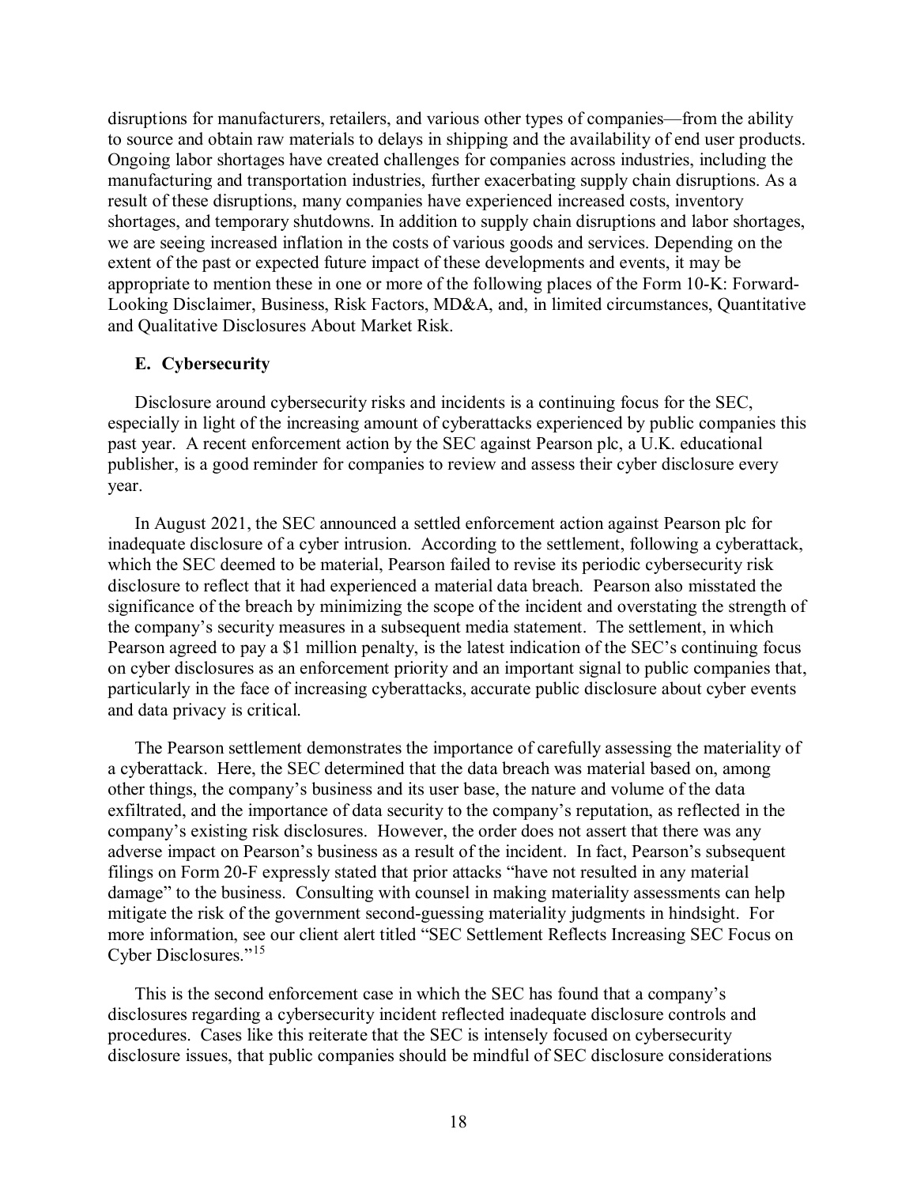disruptions for manufacturers, retailers, and various other types of companies—from the ability to source and obtain raw materials to delays in shipping and the availability of end user products. Ongoing labor shortages have created challenges for companies across industries, including the manufacturing and transportation industries, further exacerbating supply chain disruptions. As a result of these disruptions, many companies have experienced increased costs, inventory shortages, and temporary shutdowns. In addition to supply chain disruptions and labor shortages, we are seeing increased inflation in the costs of various goods and services. Depending on the extent of the past or expected future impact of these developments and events, it may be appropriate to mention these in one or more of the following places of the Form 10-K: Forward-Looking Disclaimer, Business, Risk Factors, MD&A, and, in limited circumstances, Quantitative and Qualitative Disclosures About Market Risk.

### E. Cybersecurity

Disclosure around cybersecurity risks and incidents is a continuing focus for the SEC, especially in light of the increasing amount of cyberattacks experienced by public companies this past year. A recent enforcement action by the SEC against Pearson plc, a U.K. educational publisher, is a good reminder for companies to review and assess their cyber disclosure every year.

In August 2021, the SEC announced a settled enforcement action against Pearson plc for inadequate disclosure of a cyber intrusion. According to the settlement, following a cyberattack, which the SEC deemed to be material, Pearson failed to revise its periodic cybersecurity risk disclosure to reflect that it had experienced a material data breach. Pearson also misstated the significance of the breach by minimizing the scope of the incident and overstating the strength of the company's security measures in a subsequent media statement. The settlement, in which Pearson agreed to pay a $1 million penalty, is the latest indication of the SEC's continuing focus on cyber disclosures as an enforcement priority and an important signal to public companies that, particularly in the face of increasing cyberattacks, accurate public disclosure about cyber events and data privacy is critical.

The Pearson settlement demonstrates the importance of carefully assessing the materiality of a cyberattack. Here, the SEC determined that the data breach was material based on, among other things, the company's business and its user base, the nature and volume of the data exfiltrated, and the importance of data security to the company's reputation, as reflected in the company's existing risk disclosures. However, the order does not assert that there was any adverse impact on Pearson's business as a result of the incident. In fact, Pearson's subsequent filings on Form 20-F expressly stated that prior attacks "have not resulted in any material damage" to the business. Consulting with counsel in making materiality assessments can help mitigate the risk of the government second-guessing materiality judgments in hindsight. For more information, see our client alert titled "SEC Settlement Reflects Increasing SEC Focus on Cyber Disclosures."[15]

This is the second enforcement case in which the SEC has found that a company's disclosures regarding a cybersecurity incident reflected inadequate disclosure controls and procedures. Cases like this reiterate that the SEC is intensely focused on cybersecurity disclosure issues, that public companies should be mindful of SEC disclosure considerations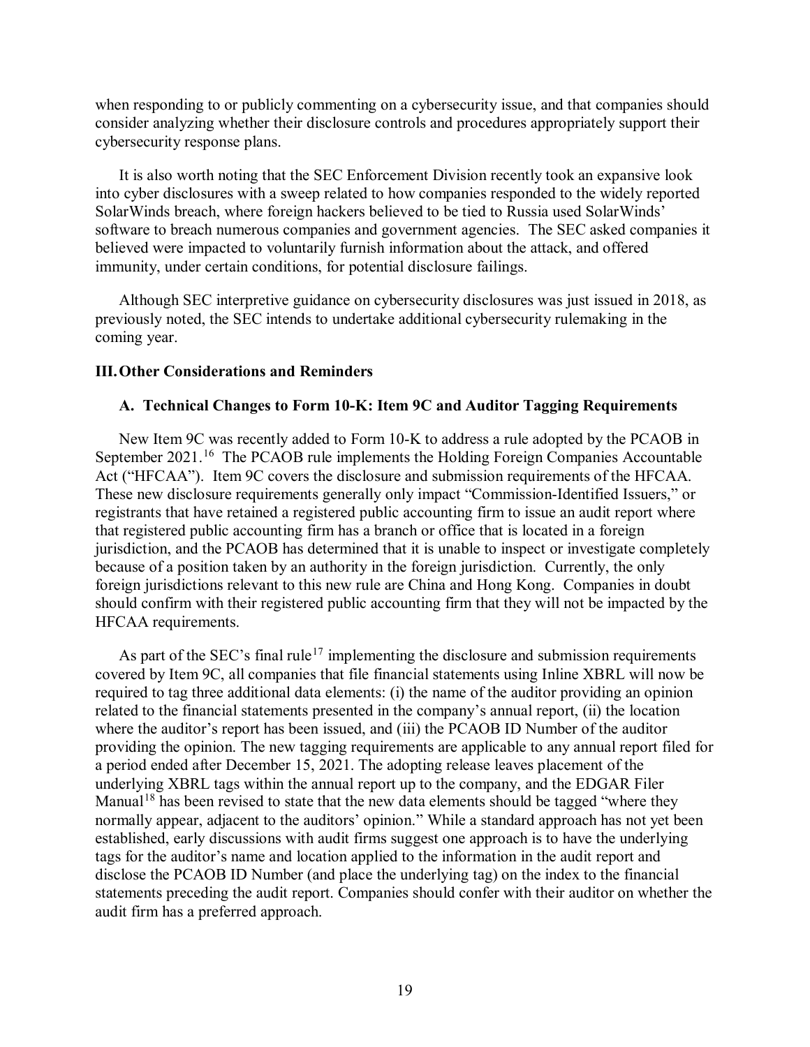when responding to or publicly commenting on a cybersecurity issue, and that companies should consider analyzing whether their disclosure controls and procedures appropriately support their cybersecurity response plans.

It is also worth noting that the SEC Enforcement Division recently took an expansive look into cyber disclosures with a sweep related to how companies responded to the widely reported SolarWinds breach, where foreign hackers believed to be tied to Russia used SolarWinds' software to breach numerous companies and government agencies. The SEC asked companies it believed were impacted to voluntarily furnish information about the attack, and offered immunity, under certain conditions, for potential disclosure failings.

Although SEC interpretive guidance on cybersecurity disclosures was just issued in 2018, as previously noted, the SEC intends to undertake additional cybersecurity rulemaking in the coming year.

## III. Other Considerations and Reminders

### A. Technical Changes to Form 10-K: Item 9C and Auditor Tagging Requirements

New Item 9C was recently added to Form 10-K to address a rule adopted by the PCAOB in September 2021.[16] The PCAOB rule implements the Holding Foreign Companies Accountable Act ("HFCAA"). Item 9C covers the disclosure and submission requirements of the HFCAA. These new disclosure requirements generally only impact "Commission-Identified Issuers," or registrants that have retained a registered public accounting firm to issue an audit report where that registered public accounting firm has a branch or office that is located in a foreign jurisdiction, and the PCAOB has determined that it is unable to inspect or investigate completely because of a position taken by an authority in the foreign jurisdiction. Currently, the only foreign jurisdictions relevant to this new rule are China and Hong Kong. Companies in doubt should confirm with their registered public accounting firm that they will not be impacted by the HFCAA requirements.

As part of the SEC's final rule[17] implementing the disclosure and submission requirements covered by Item 9C, all companies that file financial statements using Inline XBRL will now be required to tag three additional data elements: (i) the name of the auditor providing an opinion related to the financial statements presented in the company's annual report, (ii) the location where the auditor's report has been issued, and (iii) the PCAOB ID Number of the auditor providing the opinion. The new tagging requirements are applicable to any annual report filed for a period ended after December 15, 2021. The adopting release leaves placement of the underlying XBRL tags within the annual report up to the company, and the EDGAR Filer Manual[18] has been revised to state that the new data elements should be tagged "where they normally appear, adjacent to the auditors' opinion." While a standard approach has not yet been established, early discussions with audit firms suggest one approach is to have the underlying tags for the auditor's name and location applied to the information in the audit report and disclose the PCAOB ID Number (and place the underlying tag) on the index to the financial statements preceding the audit report. Companies should confer with their auditor on whether the audit firm has a preferred approach.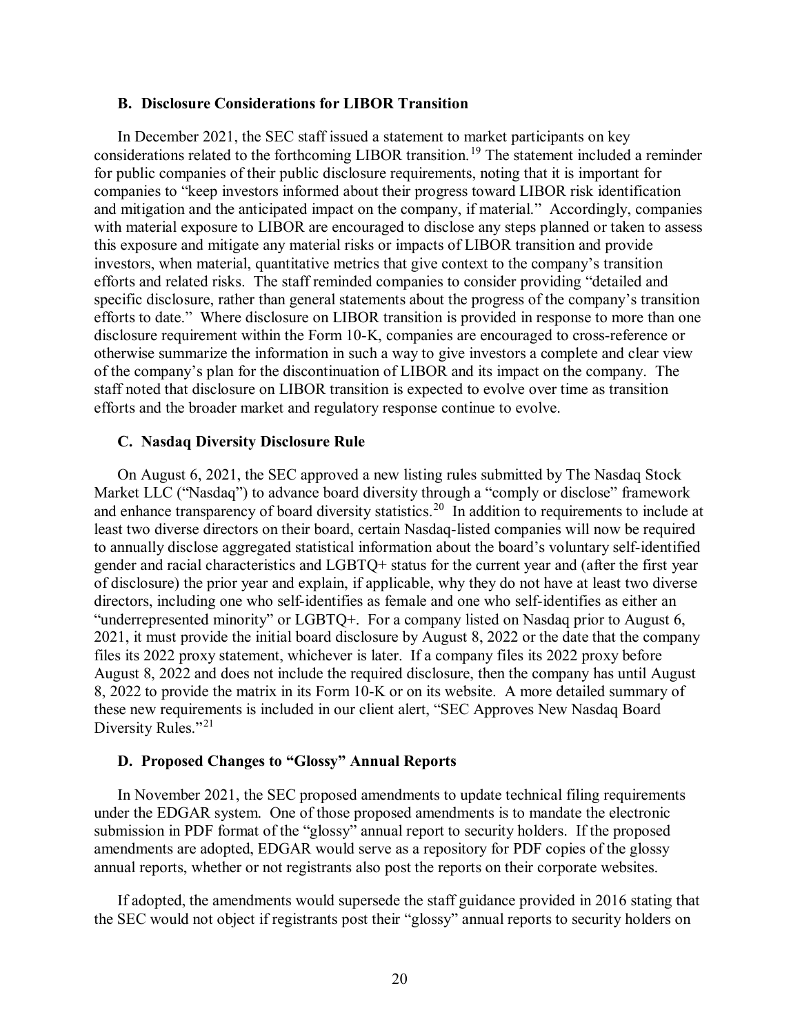### B. Disclosure Considerations for LIBOR Transition

In December 2021, the SEC staff issued a statement to market participants on key considerations related to the forthcoming LIBOR transition.[19] The statement included a reminder for public companies of their public disclosure requirements, noting that it is important for companies to "keep investors informed about their progress toward LIBOR risk identification and mitigation and the anticipated impact on the company, if material." Accordingly, companies with material exposure to LIBOR are encouraged to disclose any steps planned or taken to assess this exposure and mitigate any material risks or impacts of LIBOR transition and provide investors, when material, quantitative metrics that give context to the company's transition efforts and related risks. The staff reminded companies to consider providing "detailed and specific disclosure, rather than general statements about the progress of the company's transition efforts to date." Where disclosure on LIBOR transition is provided in response to more than one disclosure requirement within the Form 10-K, companies are encouraged to cross-reference or otherwise summarize the information in such a way to give investors a complete and clear view of the company's plan for the discontinuation of LIBOR and its impact on the company. The staff noted that disclosure on LIBOR transition is expected to evolve over time as transition efforts and the broader market and regulatory response continue to evolve.

### C. Nasdaq Diversity Disclosure Rule

On August 6, 2021, the SEC approved a new listing rules submitted by The Nasdaq Stock Market LLC ("Nasdaq") to advance board diversity through a "comply or disclose" framework and enhance transparency of board diversity statistics.[20] In addition to requirements to include at least two diverse directors on their board, certain Nasdaq-listed companies will now be required to annually disclose aggregated statistical information about the board's voluntary self-identified gender and racial characteristics and LGBTQ+ status for the current year and (after the first year of disclosure) the prior year and explain, if applicable, why they do not have at least two diverse directors, including one who self-identifies as female and one who self-identifies as either an "underrepresented minority" or LGBTQ+. For a company listed on Nasdaq prior to August 6, 2021, it must provide the initial board disclosure by August 8, 2022 or the date that the company files its 2022 proxy statement, whichever is later. If a company files its 2022 proxy before August 8, 2022 and does not include the required disclosure, then the company has until August 8, 2022 to provide the matrix in its Form 10-K or on its website. A more detailed summary of these new requirements is included in our client alert, "SEC Approves New Nasdaq Board Diversity Rules."[21]

### D. Proposed Changes to "Glossy" Annual Reports

In November 2021, the SEC proposed amendments to update technical filing requirements under the EDGAR system. One of those proposed amendments is to mandate the electronic submission in PDF format of the "glossy" annual report to security holders. If the proposed amendments are adopted, EDGAR would serve as a repository for PDF copies of the glossy annual reports, whether or not registrants also post the reports on their corporate websites.

If adopted, the amendments would supersede the staff guidance provided in 2016 stating that the SEC would not object if registrants post their "glossy" annual reports to security holders on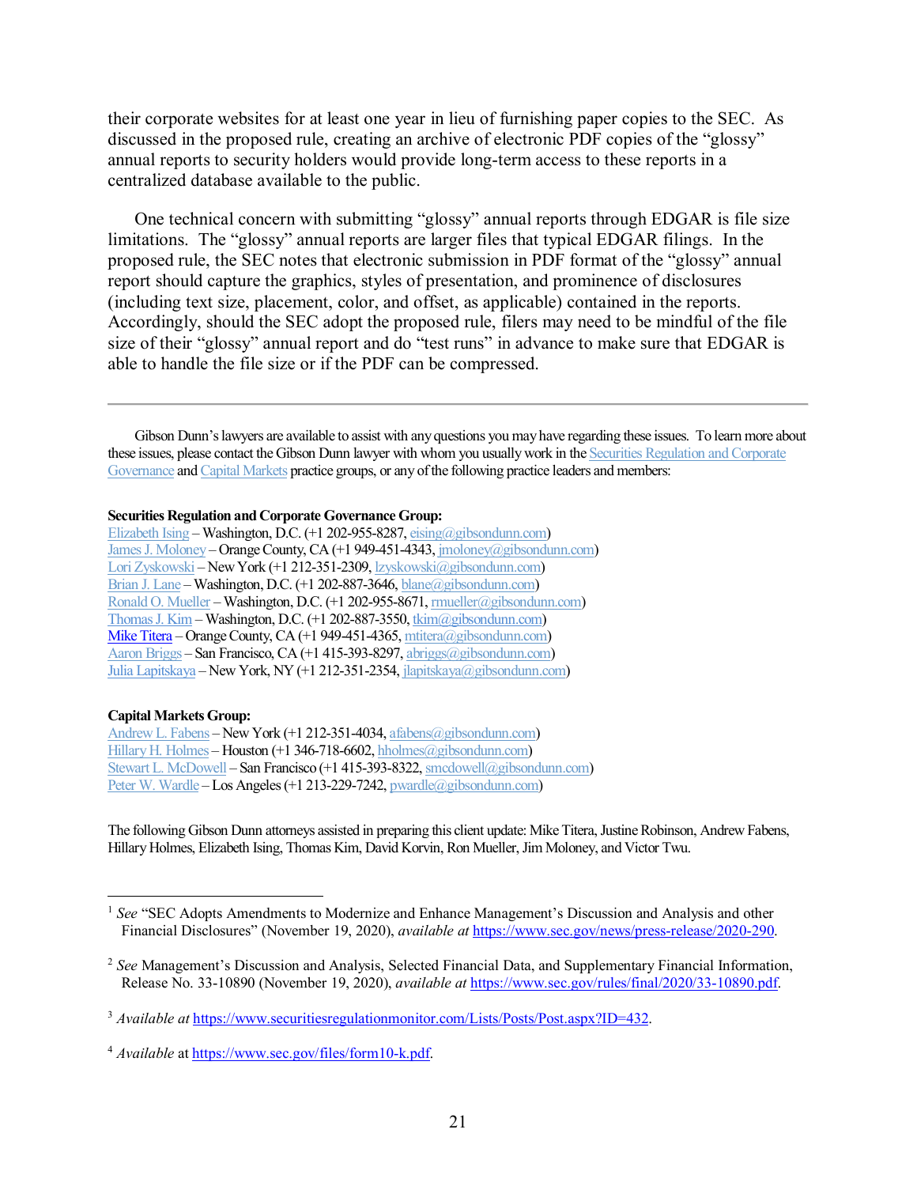their corporate websites for at least one year in lieu of furnishing paper copies to the SEC. As discussed in the proposed rule, creating an archive of electronic PDF copies of the "glossy" annual reports to security holders would provide long-term access to these reports in a centralized database available to the public.

One technical concern with submitting "glossy" annual reports through EDGAR is file size limitations. The "glossy" annual reports are larger files that typical EDGAR filings. In the proposed rule, the SEC notes that electronic submission in PDF format of the "glossy" annual report should capture the graphics, styles of presentation, and prominence of disclosures (including text size, placement, color, and offset, as applicable) contained in the reports. Accordingly, should the SEC adopt the proposed rule, filers may need to be mindful of the file size of their "glossy" annual report and do "test runs" in advance to make sure that EDGAR is able to handle the file size or if the PDF can be compressed.

---

Gibson Dunn's lawyers are available to assist with any questions you may have regarding these issues. To learn more about these issues, please contact the Gibson Dunn lawyer with whom you usually work in the Securities Regulation and Corporate Governance and Capital Markets practice groups, or any of the following practice leaders and members:

**Securities Regulation and Corporate Governance Group:**
Elizabeth Ising – Washington, D.C. (+1 202-955-8287, eising@gibsondunn.com)
James J. Moloney – Orange County, CA (+1 949-451-4343, jmoloney@gibsondunn.com)
Lori Zyskowski – New York (+1 212-351-2309, lzyskowski@gibsondunn.com)
Brian J. Lane – Washington, D.C. (+1 202-887-3646, blane@gibsondunn.com)
Ronald O. Mueller – Washington, D.C. (+1 202-955-8671, rmueller@gibsondunn.com)
Thomas J. Kim – Washington, D.C. (+1 202-887-3550, tkim@gibsondunn.com)
Mike Titera – Orange County, CA (+1 949-451-4365, mtitera@gibsondunn.com)
Aaron Briggs – San Francisco, CA (+1 415-393-8297, abriggs@gibsondunn.com)
Julia Lapitskaya – New York, NY (+1 212-351-2354, jlapitskaya@gibsondunn.com)

**Capital Markets Group:**
Andrew L. Fabens – New York (+1 212-351-4034, afabens@gibsondunn.com)
Hillary H. Holmes – Houston (+1 346-718-6602, hholmes@gibsondunn.com)
Stewart L. McDowell – San Francisco (+1 415-393-8322, smcdowell@gibsondunn.com)
Peter W. Wardle – Los Angeles (+1 213-229-7242, pwardle@gibsondunn.com)

The following Gibson Dunn attorneys assisted in preparing this client update: Mike Titera, Justine Robinson, Andrew Fabens, Hillary Holmes, Elizabeth Ising, Thomas Kim, David Korvin, Ron Mueller, Jim Moloney, and Victor Twu.

---

[1] *See* "SEC Adopts Amendments to Modernize and Enhance Management's Discussion and Analysis and other Financial Disclosures" (November 19, 2020), *available at* https://www.sec.gov/news/press-release/2020-290.

[2] *See* Management's Discussion and Analysis, Selected Financial Data, and Supplementary Financial Information, Release No. 33-10890 (November 19, 2020), *available at* https://www.sec.gov/rules/final/2020/33-10890.pdf.

[3] *Available at* https://www.securitiesregulationmonitor.com/Lists/Posts/Post.aspx?ID=432.

[4] *Available* at https://www.sec.gov/files/form10-k.pdf.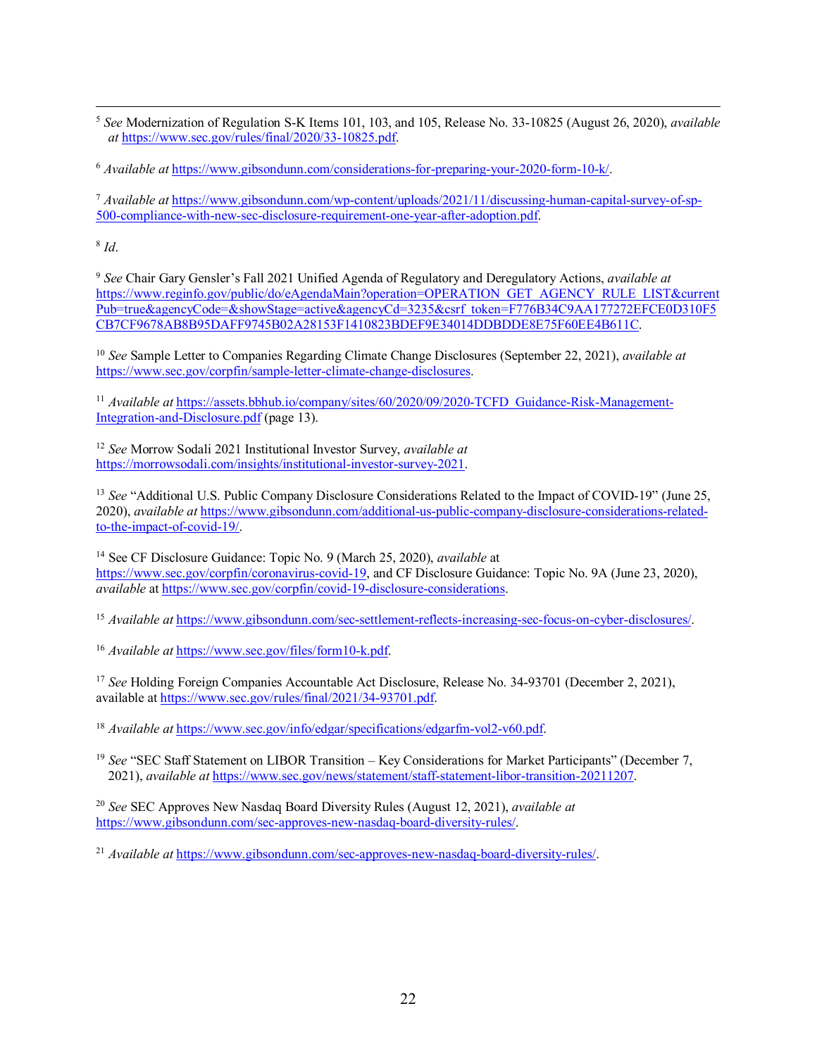[5] *See* Modernization of Regulation S-K Items 101, 103, and 105, Release No. 33-10825 (August 26, 2020), *available at* https://www.sec.gov/rules/final/2020/33-10825.pdf.

[6] *Available at* https://www.gibsondunn.com/considerations-for-preparing-your-2020-form-10-k/.

[7] *Available at* https://www.gibsondunn.com/wp-content/uploads/2021/11/discussing-human-capital-survey-of-sp-500-compliance-with-new-sec-disclosure-requirement-one-year-after-adoption.pdf.

[8] *Id*.

[9] *See* Chair Gary Gensler's Fall 2021 Unified Agenda of Regulatory and Deregulatory Actions, *available at* https://www.reginfo.gov/public/do/eAgendaMain?operation=OPERATION_GET_AGENCY_RULE_LIST&currentPub=true&agencyCode=&showStage=active&agencyCd=3235&csrf_token=F776B34C9AA177272EFCE0D310F5CB7CF9678AB8B95DAFF9745B02A28153F1410823BDEF9E34014DDBDDE8E75F60EE4B611C.

[10] *See* Sample Letter to Companies Regarding Climate Change Disclosures (September 22, 2021), *available at* https://www.sec.gov/corpfin/sample-letter-climate-change-disclosures.

[11] *Available at* https://assets.bbhub.io/company/sites/60/2020/09/2020-TCFD_Guidance-Risk-Management-Integration-and-Disclosure.pdf (page 13).

[12] *See* Morrow Sodali 2021 Institutional Investor Survey, *available at* https://morrowsodali.com/insights/institutional-investor-survey-2021.

[13] *See* "Additional U.S. Public Company Disclosure Considerations Related to the Impact of COVID-19" (June 25, 2020), *available at* https://www.gibsondunn.com/additional-us-public-company-disclosure-considerations-related-to-the-impact-of-covid-19/.

[14] See CF Disclosure Guidance: Topic No. 9 (March 25, 2020), *available* at https://www.sec.gov/corpfin/coronavirus-covid-19, and CF Disclosure Guidance: Topic No. 9A (June 23, 2020), *available* at https://www.sec.gov/corpfin/covid-19-disclosure-considerations.

[15] *Available at* https://www.gibsondunn.com/sec-settlement-reflects-increasing-sec-focus-on-cyber-disclosures/.

[16] *Available at* https://www.sec.gov/files/form10-k.pdf.

[17] *See* Holding Foreign Companies Accountable Act Disclosure, Release No. 34-93701 (December 2, 2021), available at https://www.sec.gov/rules/final/2021/34-93701.pdf.

[18] *Available at* https://www.sec.gov/info/edgar/specifications/edgarfm-vol2-v60.pdf.

[19] *See* "SEC Staff Statement on LIBOR Transition – Key Considerations for Market Participants" (December 7, 2021), *available at* https://www.sec.gov/news/statement/staff-statement-libor-transition-20211207.

[20] *See* SEC Approves New Nasdaq Board Diversity Rules (August 12, 2021), *available at* https://www.gibsondunn.com/sec-approves-new-nasdaq-board-diversity-rules/.

[21] *Available at* https://www.gibsondunn.com/sec-approves-new-nasdaq-board-diversity-rules/.